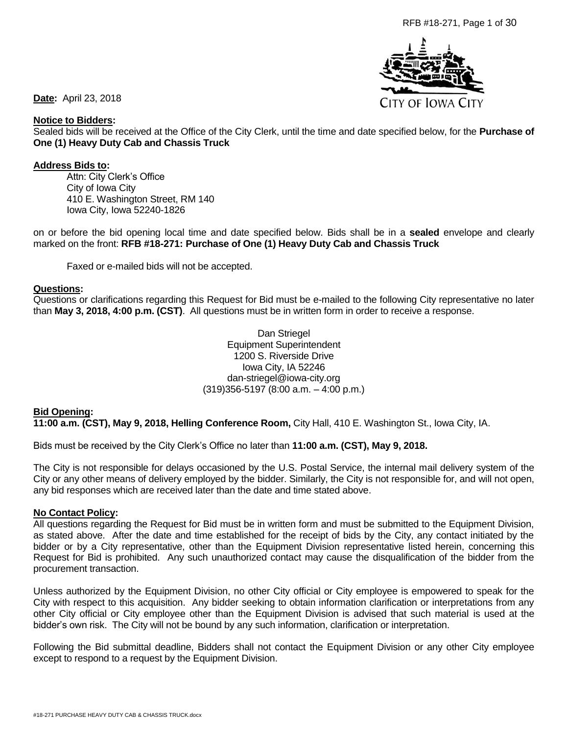**Date:** April 23, 2018

CITY OF IOWA CITY

**Notice to Bidders:**

Sealed bids will be received at the Office of the City Clerk, until the time and date specified below, for the **Purchase of One (1) Heavy Duty Cab and Chassis Truck**

**Address Bids to:**

Attn: City Clerk's Office
City of Iowa City
410 E. Washington Street, RM 140
Iowa City, Iowa 52240-1826

on or before the bid opening local time and date specified below. Bids shall be in a **sealed** envelope and clearly marked on the front: **RFB #18-271: Purchase of One (1) Heavy Duty Cab and Chassis Truck**

Faxed or e-mailed bids will not be accepted.

**Questions:**

Questions or clarifications regarding this Request for Bid must be e-mailed to the following City representative no later than **May 3, 2018, 4:00 p.m. (CST)**. All questions must be in written form in order to receive a response.

Dan Striegel
Equipment Superintendent
1200 S. Riverside Drive
Iowa City, IA 52246
dan-striegel@iowa-city.org
(319)356-5197 (8:00 a.m. – 4:00 p.m.)

**Bid Opening:**

**11:00 a.m. (CST), May 9, 2018, Helling Conference Room,** City Hall, 410 E. Washington St., Iowa City, IA.

Bids must be received by the City Clerk's Office no later than **11:00 a.m. (CST), May 9, 2018.**

The City is not responsible for delays occasioned by the U.S. Postal Service, the internal mail delivery system of the City or any other means of delivery employed by the bidder. Similarly, the City is not responsible for, and will not open, any bid responses which are received later than the date and time stated above.

**No Contact Policy:**

All questions regarding the Request for Bid must be in written form and must be submitted to the Equipment Division, as stated above. After the date and time established for the receipt of bids by the City, any contact initiated by the bidder or by a City representative, other than the Equipment Division representative listed herein, concerning this Request for Bid is prohibited. Any such unauthorized contact may cause the disqualification of the bidder from the procurement transaction.

Unless authorized by the Equipment Division, no other City official or City employee is empowered to speak for the City with respect to this acquisition. Any bidder seeking to obtain information clarification or interpretations from any other City official or City employee other than the Equipment Division is advised that such material is used at the bidder's own risk. The City will not be bound by any such information, clarification or interpretation.

Following the Bid submittal deadline, Bidders shall not contact the Equipment Division or any other City employee except to respond to a request by the Equipment Division.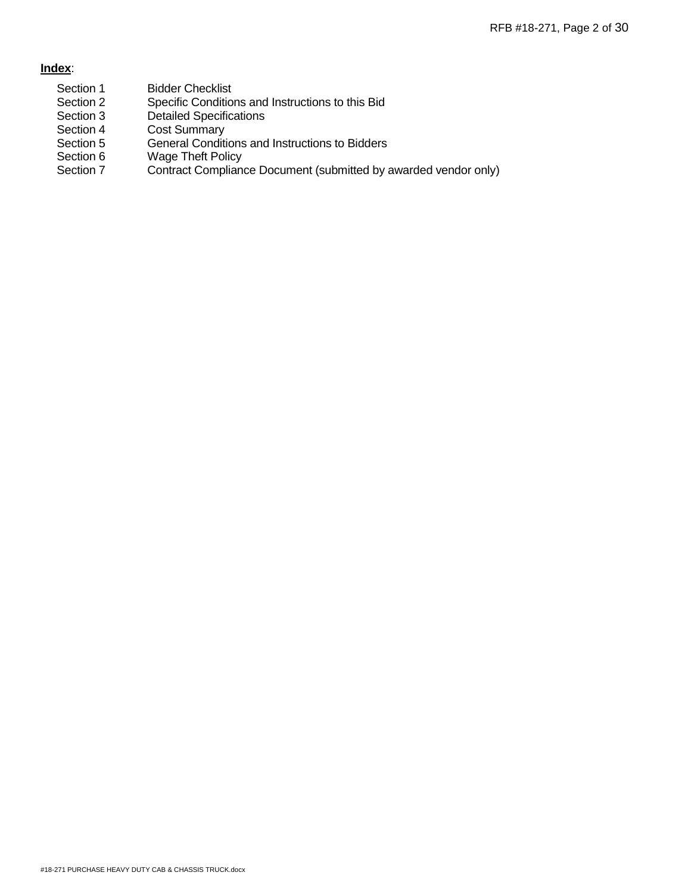**Index**:

| | |
|---|---|
| Section 1 | Bidder Checklist |
| Section 2 | Specific Conditions and Instructions to this Bid |
| Section 3 | Detailed Specifications |
| Section 4 | Cost Summary |
| Section 5 | General Conditions and Instructions to Bidders |
| Section 6 | Wage Theft Policy |
| Section 7 | Contract Compliance Document (submitted by awarded vendor only) |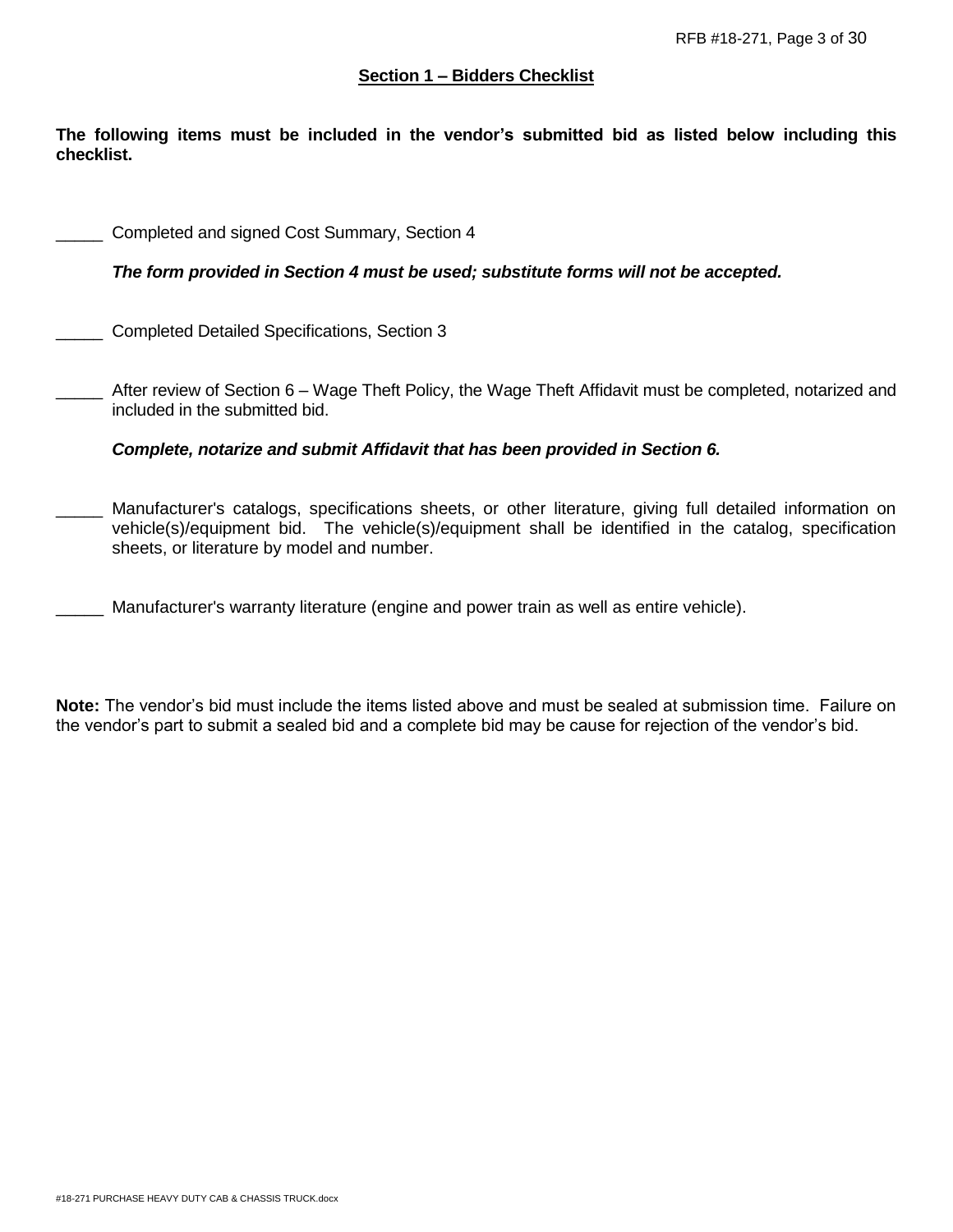## Section 1 – Bidders Checklist

**The following items must be included in the vendor's submitted bid as listed below including this checklist.**

_____ Completed and signed Cost Summary, Section 4

***The form provided in Section 4 must be used; substitute forms will not be accepted.***

_____ Completed Detailed Specifications, Section 3

_____ After review of Section 6 – Wage Theft Policy, the Wage Theft Affidavit must be completed, notarized and included in the submitted bid.

***Complete, notarize and submit Affidavit that has been provided in Section 6.***

_____ Manufacturer's catalogs, specifications sheets, or other literature, giving full detailed information on vehicle(s)/equipment bid. The vehicle(s)/equipment shall be identified in the catalog, specification sheets, or literature by model and number.

_____ Manufacturer's warranty literature (engine and power train as well as entire vehicle).

**Note:** The vendor's bid must include the items listed above and must be sealed at submission time. Failure on the vendor's part to submit a sealed bid and a complete bid may be cause for rejection of the vendor's bid.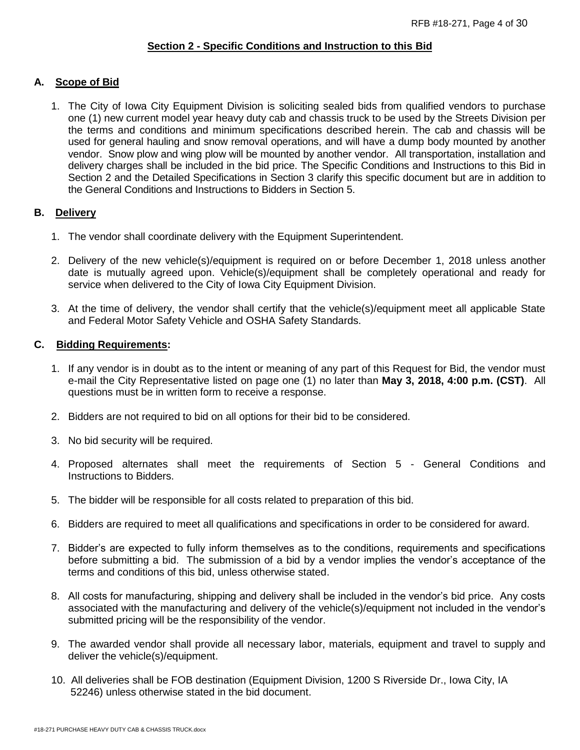## Section 2 - Specific Conditions and Instruction to this Bid

### A. Scope of Bid

1. The City of Iowa City Equipment Division is soliciting sealed bids from qualified vendors to purchase one (1) new current model year heavy duty cab and chassis truck to be used by the Streets Division per the terms and conditions and minimum specifications described herein. The cab and chassis will be used for general hauling and snow removal operations, and will have a dump body mounted by another vendor. Snow plow and wing plow will be mounted by another vendor. All transportation, installation and delivery charges shall be included in the bid price. The Specific Conditions and Instructions to this Bid in Section 2 and the Detailed Specifications in Section 3 clarify this specific document but are in addition to the General Conditions and Instructions to Bidders in Section 5.

### B. Delivery

1. The vendor shall coordinate delivery with the Equipment Superintendent.
2. Delivery of the new vehicle(s)/equipment is required on or before December 1, 2018 unless another date is mutually agreed upon. Vehicle(s)/equipment shall be completely operational and ready for service when delivered to the City of Iowa City Equipment Division.
3. At the time of delivery, the vendor shall certify that the vehicle(s)/equipment meet all applicable State and Federal Motor Safety Vehicle and OSHA Safety Standards.

### C. Bidding Requirements:

1. If any vendor is in doubt as to the intent or meaning of any part of this Request for Bid, the vendor must e-mail the City Representative listed on page one (1) no later than **May 3, 2018, 4:00 p.m. (CST)**. All questions must be in written form to receive a response.
2. Bidders are not required to bid on all options for their bid to be considered.
3. No bid security will be required.
4. Proposed alternates shall meet the requirements of Section 5 - General Conditions and Instructions to Bidders.
5. The bidder will be responsible for all costs related to preparation of this bid.
6. Bidders are required to meet all qualifications and specifications in order to be considered for award.
7. Bidder's are expected to fully inform themselves as to the conditions, requirements and specifications before submitting a bid. The submission of a bid by a vendor implies the vendor's acceptance of the terms and conditions of this bid, unless otherwise stated.
8. All costs for manufacturing, shipping and delivery shall be included in the vendor's bid price. Any costs associated with the manufacturing and delivery of the vehicle(s)/equipment not included in the vendor's submitted pricing will be the responsibility of the vendor.
9. The awarded vendor shall provide all necessary labor, materials, equipment and travel to supply and deliver the vehicle(s)/equipment.
10. All deliveries shall be FOB destination (Equipment Division, 1200 S Riverside Dr., Iowa City, IA 52246) unless otherwise stated in the bid document.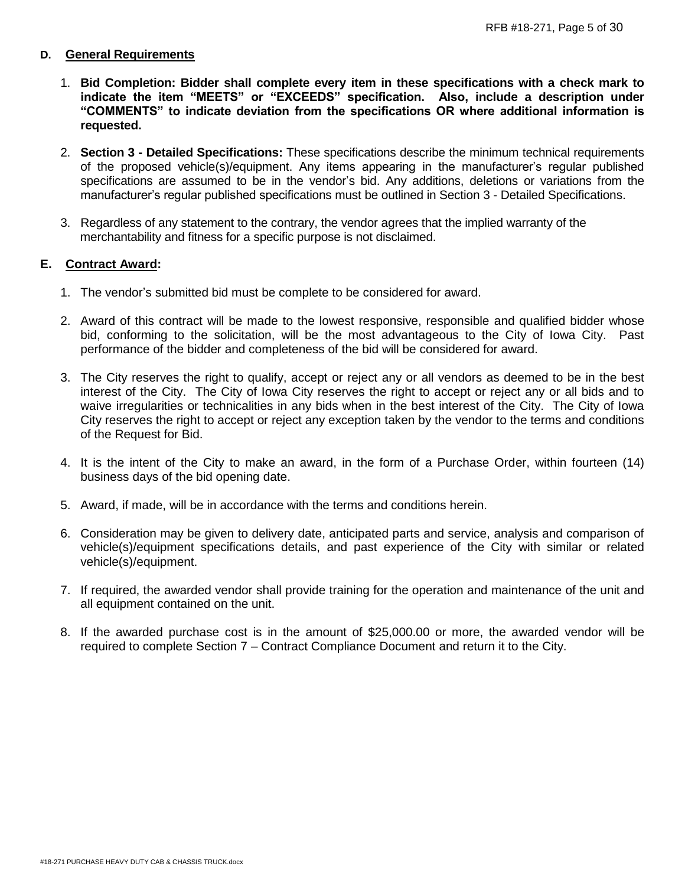**D. General Requirements**

1. **Bid Completion: Bidder shall complete every item in these specifications with a check mark to indicate the item "MEETS" or "EXCEEDS" specification. Also, include a description under "COMMENTS" to indicate deviation from the specifications OR where additional information is requested.**

2. **Section 3 - Detailed Specifications:** These specifications describe the minimum technical requirements of the proposed vehicle(s)/equipment. Any items appearing in the manufacturer's regular published specifications are assumed to be in the vendor's bid. Any additions, deletions or variations from the manufacturer's regular published specifications must be outlined in Section 3 - Detailed Specifications.

3. Regardless of any statement to the contrary, the vendor agrees that the implied warranty of the merchantability and fitness for a specific purpose is not disclaimed.

**E. Contract Award:**

1. The vendor's submitted bid must be complete to be considered for award.

2. Award of this contract will be made to the lowest responsive, responsible and qualified bidder whose bid, conforming to the solicitation, will be the most advantageous to the City of Iowa City. Past performance of the bidder and completeness of the bid will be considered for award.

3. The City reserves the right to qualify, accept or reject any or all vendors as deemed to be in the best interest of the City. The City of Iowa City reserves the right to accept or reject any or all bids and to waive irregularities or technicalities in any bids when in the best interest of the City. The City of Iowa City reserves the right to accept or reject any exception taken by the vendor to the terms and conditions of the Request for Bid.

4. It is the intent of the City to make an award, in the form of a Purchase Order, within fourteen (14) business days of the bid opening date.

5. Award, if made, will be in accordance with the terms and conditions herein.

6. Consideration may be given to delivery date, anticipated parts and service, analysis and comparison of vehicle(s)/equipment specifications details, and past experience of the City with similar or related vehicle(s)/equipment.

7. If required, the awarded vendor shall provide training for the operation and maintenance of the unit and all equipment contained on the unit.

8. If the awarded purchase cost is in the amount of $25,000.00 or more, the awarded vendor will be required to complete Section 7 – Contract Compliance Document and return it to the City.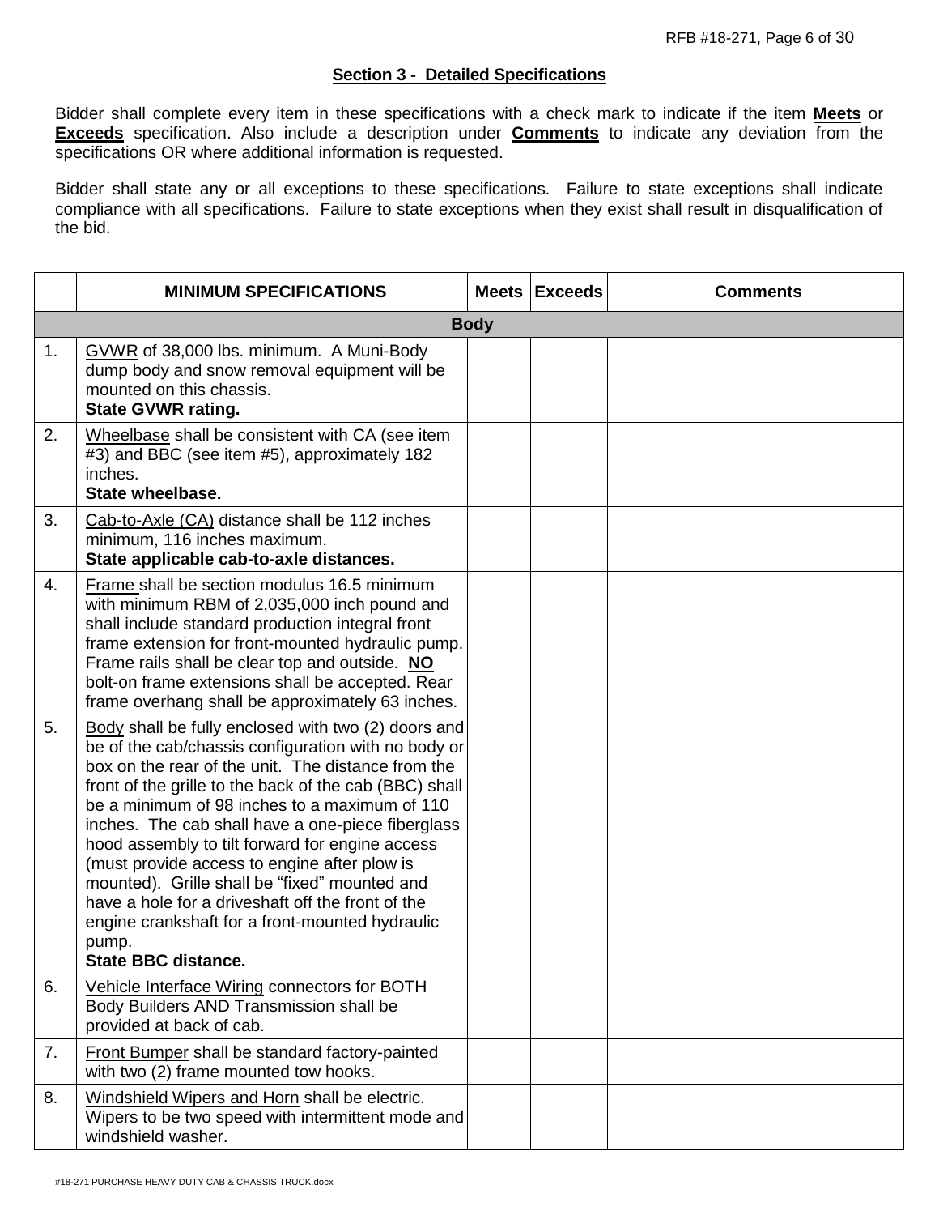## Section 3 - Detailed Specifications

Bidder shall complete every item in these specifications with a check mark to indicate if the item **Meets** or **Exceeds** specification. Also include a description under **Comments** to indicate any deviation from the specifications OR where additional information is requested.

Bidder shall state any or all exceptions to these specifications. Failure to state exceptions shall indicate compliance with all specifications. Failure to state exceptions when they exist shall result in disqualification of the bid.

| | MINIMUM SPECIFICATIONS | Meets | Exceeds | Comments |
|---|---|---|---|---|
| | **Body** | | | |
| 1. | GVWR of 38,000 lbs. minimum. A Muni-Body dump body and snow removal equipment will be mounted on this chassis. **State GVWR rating.** | | | |
| 2. | Wheelbase shall be consistent with CA (see item #3) and BBC (see item #5), approximately 182 inches. **State wheelbase.** | | | |
| 3. | Cab-to-Axle (CA) distance shall be 112 inches minimum, 116 inches maximum. **State applicable cab-to-axle distances.** | | | |
| 4. | Frame shall be section modulus 16.5 minimum with minimum RBM of 2,035,000 inch pound and shall include standard production integral front frame extension for front-mounted hydraulic pump. Frame rails shall be clear top and outside. **NO** bolt-on frame extensions shall be accepted. Rear frame overhang shall be approximately 63 inches. | | | |
| 5. | Body shall be fully enclosed with two (2) doors and be of the cab/chassis configuration with no body or box on the rear of the unit. The distance from the front of the grille to the back of the cab (BBC) shall be a minimum of 98 inches to a maximum of 110 inches. The cab shall have a one-piece fiberglass hood assembly to tilt forward for engine access (must provide access to engine after plow is mounted). Grille shall be "fixed" mounted and have a hole for a driveshaft off the front of the engine crankshaft for a front-mounted hydraulic pump. **State BBC distance.** | | | |
| 6. | Vehicle Interface Wiring connectors for BOTH Body Builders AND Transmission shall be provided at back of cab. | | | |
| 7. | Front Bumper shall be standard factory-painted with two (2) frame mounted tow hooks. | | | |
| 8. | Windshield Wipers and Horn shall be electric. Wipers to be two speed with intermittent mode and windshield washer. | | | |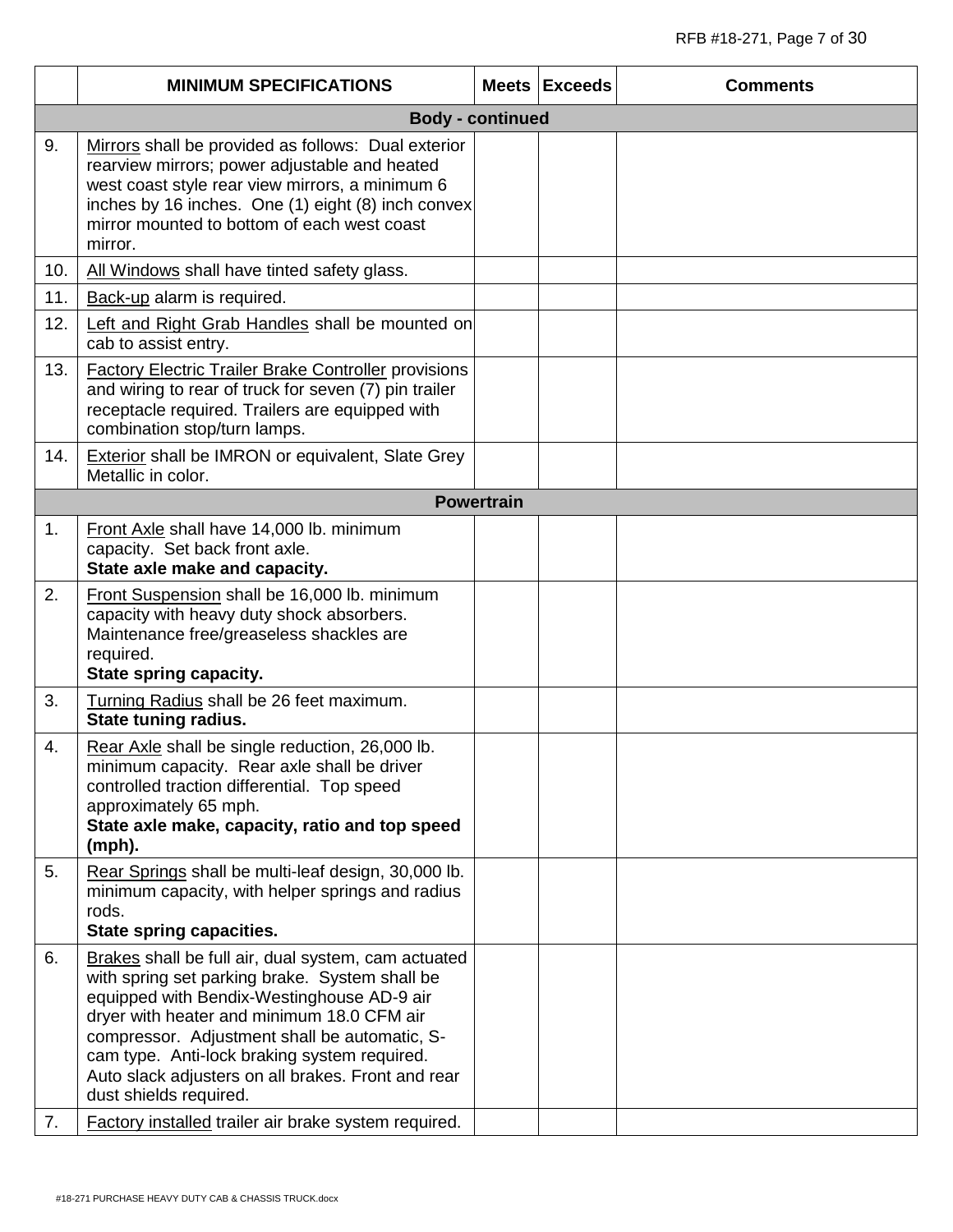| | MINIMUM SPECIFICATIONS | Meets | Exceeds | Comments |
|---|---|---|---|---|
| | **Body - continued** | | | |
| 9. | Mirrors shall be provided as follows: Dual exterior rearview mirrors; power adjustable and heated west coast style rear view mirrors, a minimum 6 inches by 16 inches. One (1) eight (8) inch convex mirror mounted to bottom of each west coast mirror. | | | |
| 10. | All Windows shall have tinted safety glass. | | | |
| 11. | Back-up alarm is required. | | | |
| 12. | Left and Right Grab Handles shall be mounted on cab to assist entry. | | | |
| 13. | Factory Electric Trailer Brake Controller provisions and wiring to rear of truck for seven (7) pin trailer receptacle required. Trailers are equipped with combination stop/turn lamps. | | | |
| 14. | Exterior shall be IMRON or equivalent, Slate Grey Metallic in color. | | | |
| | **Powertrain** | | | |
| 1. | Front Axle shall have 14,000 lb. minimum capacity. Set back front axle. **State axle make and capacity.** | | | |
| 2. | Front Suspension shall be 16,000 lb. minimum capacity with heavy duty shock absorbers. Maintenance free/greaseless shackles are required. **State spring capacity.** | | | |
| 3. | Turning Radius shall be 26 feet maximum. **State tuning radius.** | | | |
| 4. | Rear Axle shall be single reduction, 26,000 lb. minimum capacity. Rear axle shall be driver controlled traction differential. Top speed approximately 65 mph. **State axle make, capacity, ratio and top speed (mph).** | | | |
| 5. | Rear Springs shall be multi-leaf design, 30,000 lb. minimum capacity, with helper springs and radius rods. **State spring capacities.** | | | |
| 6. | Brakes shall be full air, dual system, cam actuated with spring set parking brake. System shall be equipped with Bendix-Westinghouse AD-9 air dryer with heater and minimum 18.0 CFM air compressor. Adjustment shall be automatic, S-cam type. Anti-lock braking system required. Auto slack adjusters on all brakes. Front and rear dust shields required. | | | |
| 7. | Factory installed trailer air brake system required. | | | |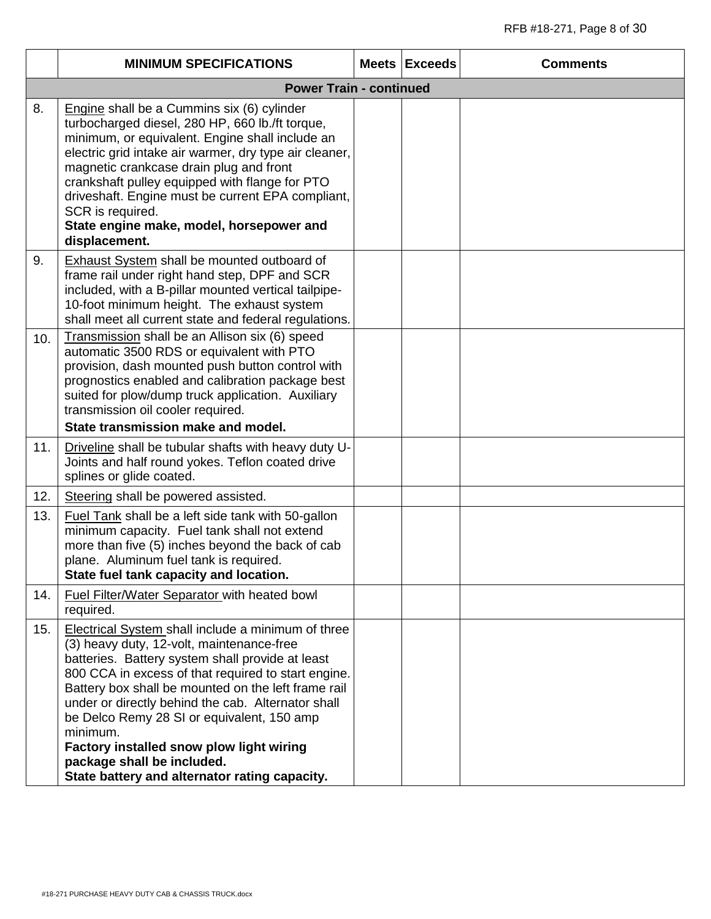| | MINIMUM SPECIFICATIONS | Meets | Exceeds | Comments |
|---|---|---|---|---|
| **Power Train - continued** | | | | |
| 8. | Engine shall be a Cummins six (6) cylinder turbocharged diesel, 280 HP, 660 lb./ft torque, minimum, or equivalent. Engine shall include an electric grid intake air warmer, dry type air cleaner, magnetic crankcase drain plug and front crankshaft pulley equipped with flange for PTO driveshaft. Engine must be current EPA compliant, SCR is required. **State engine make, model, horsepower and displacement.** | | | |
| 9. | Exhaust System shall be mounted outboard of frame rail under right hand step, DPF and SCR included, with a B-pillar mounted vertical tailpipe- 10-foot minimum height. The exhaust system shall meet all current state and federal regulations. | | | |
| 10. | Transmission shall be an Allison six (6) speed automatic 3500 RDS or equivalent with PTO provision, dash mounted push button control with prognostics enabled and calibration package best suited for plow/dump truck application. Auxiliary transmission oil cooler required. **State transmission make and model.** | | | |
| 11. | Driveline shall be tubular shafts with heavy duty U-Joints and half round yokes. Teflon coated drive splines or glide coated. | | | |
| 12. | Steering shall be powered assisted. | | | |
| 13. | Fuel Tank shall be a left side tank with 50-gallon minimum capacity. Fuel tank shall not extend more than five (5) inches beyond the back of cab plane. Aluminum fuel tank is required. **State fuel tank capacity and location.** | | | |
| 14. | Fuel Filter/Water Separator with heated bowl required. | | | |
| 15. | Electrical System shall include a minimum of three (3) heavy duty, 12-volt, maintenance-free batteries. Battery system shall provide at least 800 CCA in excess of that required to start engine. Battery box shall be mounted on the left frame rail under or directly behind the cab. Alternator shall be Delco Remy 28 SI or equivalent, 150 amp minimum. **Factory installed snow plow light wiring package shall be included. State battery and alternator rating capacity.** | | | |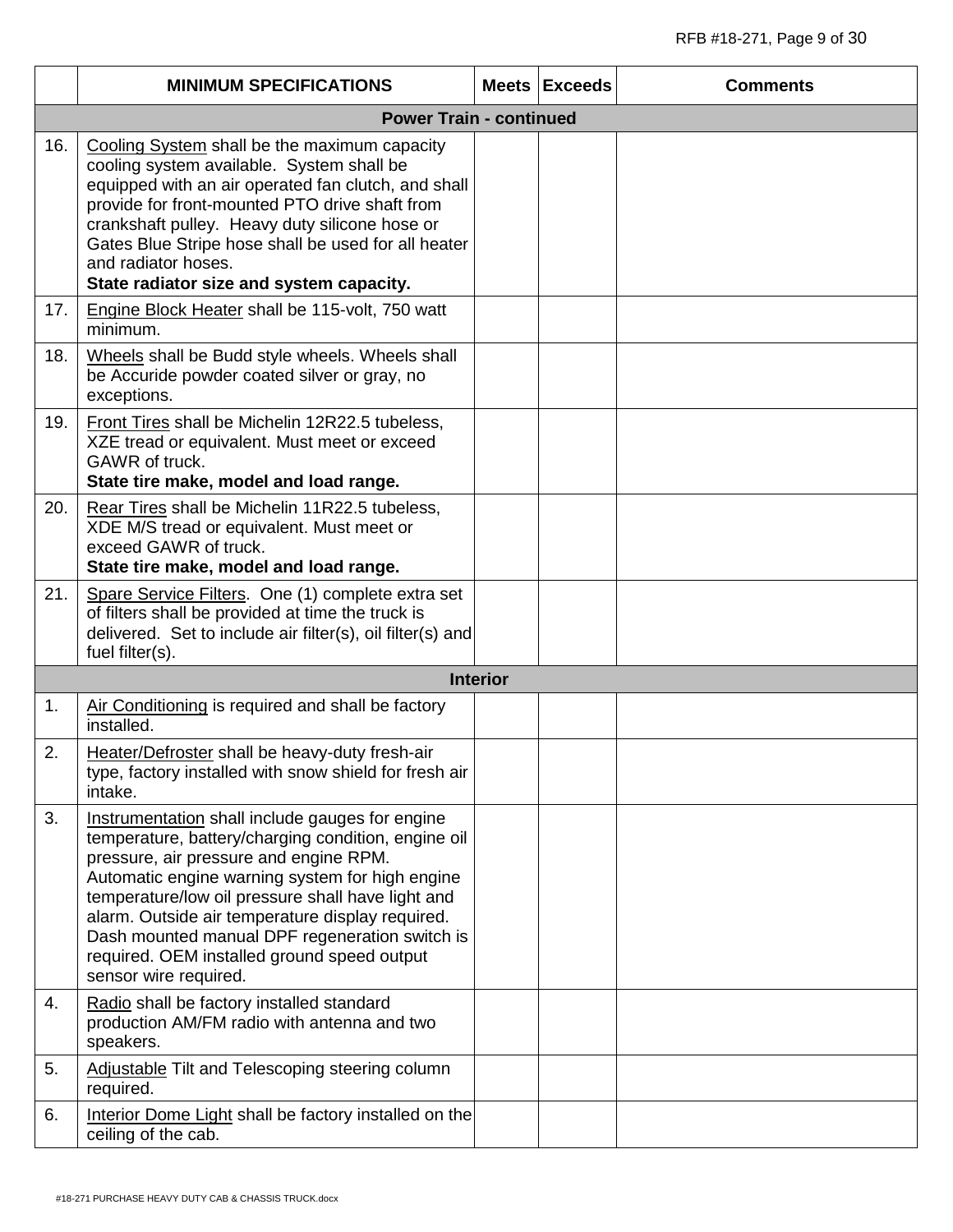| | MINIMUM SPECIFICATIONS | Meets | Exceeds | Comments |
|---|---|---|---|---|
| **Power Train - continued** | | | | |
| 16. | Cooling System shall be the maximum capacity cooling system available. System shall be equipped with an air operated fan clutch, and shall provide for front-mounted PTO drive shaft from crankshaft pulley. Heavy duty silicone hose or Gates Blue Stripe hose shall be used for all heater and radiator hoses. **State radiator size and system capacity.** | | | |
| 17. | Engine Block Heater shall be 115-volt, 750 watt minimum. | | | |
| 18. | Wheels shall be Budd style wheels. Wheels shall be Accuride powder coated silver or gray, no exceptions. | | | |
| 19. | Front Tires shall be Michelin 12R22.5 tubeless, XZE tread or equivalent. Must meet or exceed GAWR of truck. **State tire make, model and load range.** | | | |
| 20. | Rear Tires shall be Michelin 11R22.5 tubeless, XDE M/S tread or equivalent. Must meet or exceed GAWR of truck. **State tire make, model and load range.** | | | |
| 21. | Spare Service Filters. One (1) complete extra set of filters shall be provided at time the truck is delivered. Set to include air filter(s), oil filter(s) and fuel filter(s). | | | |
| **Interior** | | | | |
| 1. | Air Conditioning is required and shall be factory installed. | | | |
| 2. | Heater/Defroster shall be heavy-duty fresh-air type, factory installed with snow shield for fresh air intake. | | | |
| 3. | Instrumentation shall include gauges for engine temperature, battery/charging condition, engine oil pressure, air pressure and engine RPM. Automatic engine warning system for high engine temperature/low oil pressure shall have light and alarm. Outside air temperature display required. Dash mounted manual DPF regeneration switch is required. OEM installed ground speed output sensor wire required. | | | |
| 4. | Radio shall be factory installed standard production AM/FM radio with antenna and two speakers. | | | |
| 5. | Adjustable Tilt and Telescoping steering column required. | | | |
| 6. | Interior Dome Light shall be factory installed on the ceiling of the cab. | | | |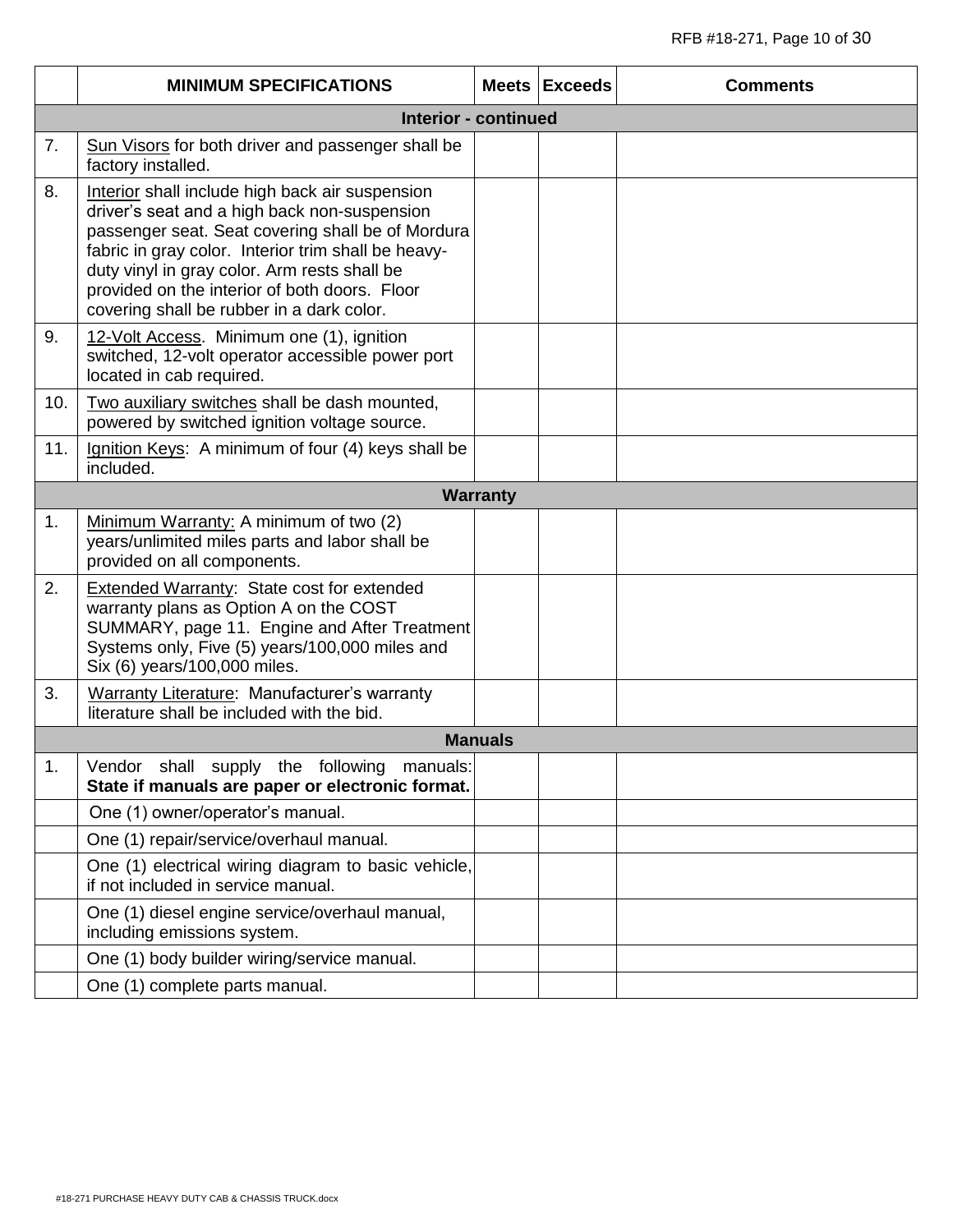| | MINIMUM SPECIFICATIONS | Meets | Exceeds | Comments |
|---|---|---|---|---|
| | **Interior - continued** | | | |
| 7. | Sun Visors for both driver and passenger shall be factory installed. | | | |
| 8. | Interior shall include high back air suspension driver's seat and a high back non-suspension passenger seat. Seat covering shall be of Mordura fabric in gray color. Interior trim shall be heavy-duty vinyl in gray color. Arm rests shall be provided on the interior of both doors. Floor covering shall be rubber in a dark color. | | | |
| 9. | 12-Volt Access. Minimum one (1), ignition switched, 12-volt operator accessible power port located in cab required. | | | |
| 10. | Two auxiliary switches shall be dash mounted, powered by switched ignition voltage source. | | | |
| 11. | Ignition Keys: A minimum of four (4) keys shall be included. | | | |
| | **Warranty** | | | |
| 1. | Minimum Warranty: A minimum of two (2) years/unlimited miles parts and labor shall be provided on all components. | | | |
| 2. | Extended Warranty: State cost for extended warranty plans as Option A on the COST SUMMARY, page 11. Engine and After Treatment Systems only, Five (5) years/100,000 miles and Six (6) years/100,000 miles. | | | |
| 3. | Warranty Literature: Manufacturer's warranty literature shall be included with the bid. | | | |
| | **Manuals** | | | |
| 1. | Vendor shall supply the following manuals: **State if manuals are paper or electronic format.** | | | |
| | One (1) owner/operator's manual. | | | |
| | One (1) repair/service/overhaul manual. | | | |
| | One (1) electrical wiring diagram to basic vehicle, if not included in service manual. | | | |
| | One (1) diesel engine service/overhaul manual, including emissions system. | | | |
| | One (1) body builder wiring/service manual. | | | |
| | One (1) complete parts manual. | | | |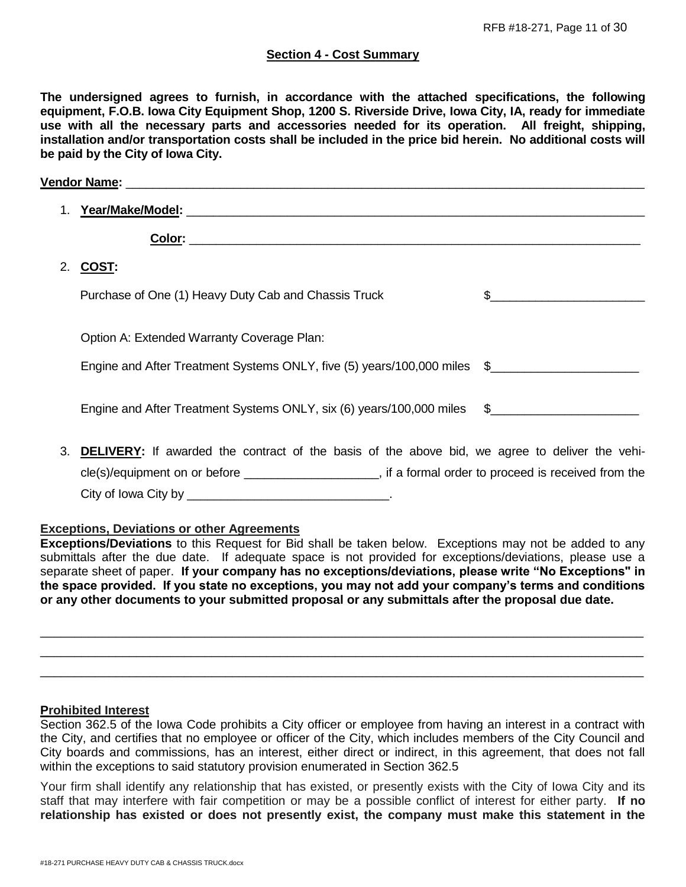## Section 4 - Cost Summary

**The undersigned agrees to furnish, in accordance with the attached specifications, the following equipment, F.O.B. Iowa City Equipment Shop, 1200 S. Riverside Drive, Iowa City, IA, ready for immediate use with all the necessary parts and accessories needed for its operation. All freight, shipping, installation and/or transportation costs shall be included in the price bid herein. No additional costs will be paid by the City of Iowa City.**

**Vendor Name:** ______________________________________________________________________

1. **Year/Make/Model:** ______________________________________________________________

   **Color:** ______________________________________________________________

2. **COST:**

   Purchase of One (1) Heavy Duty Cab and Chassis Truck $______________________

   Option A: Extended Warranty Coverage Plan:

   Engine and After Treatment Systems ONLY, five (5) years/100,000 miles $_____________________

   Engine and After Treatment Systems ONLY, six (6) years/100,000 miles $_____________________

3. **DELIVERY:** If awarded the contract of the basis of the above bid, we agree to deliver the vehicle(s)/equipment on or before ___________________, if a formal order to proceed is received from the City of Iowa City by ____________________________.

**Exceptions, Deviations or other Agreements**

**Exceptions/Deviations** to this Request for Bid shall be taken below. Exceptions may not be added to any submittals after the due date. If adequate space is not provided for exceptions/deviations, please use a separate sheet of paper. **If your company has no exceptions/deviations, please write "No Exceptions" in the space provided. If you state no exceptions, you may not add your company's terms and conditions or any other documents to your submitted proposal or any submittals after the proposal due date.**

______________________________________________________________________________________

______________________________________________________________________________________

______________________________________________________________________________________

**Prohibited Interest**

Section 362.5 of the Iowa Code prohibits a City officer or employee from having an interest in a contract with the City, and certifies that no employee or officer of the City, which includes members of the City Council and City boards and commissions, has an interest, either direct or indirect, in this agreement, that does not fall within the exceptions to said statutory provision enumerated in Section 362.5

Your firm shall identify any relationship that has existed, or presently exists with the City of Iowa City and its staff that may interfere with fair competition or may be a possible conflict of interest for either party. **If no relationship has existed or does not presently exist, the company must make this statement in the**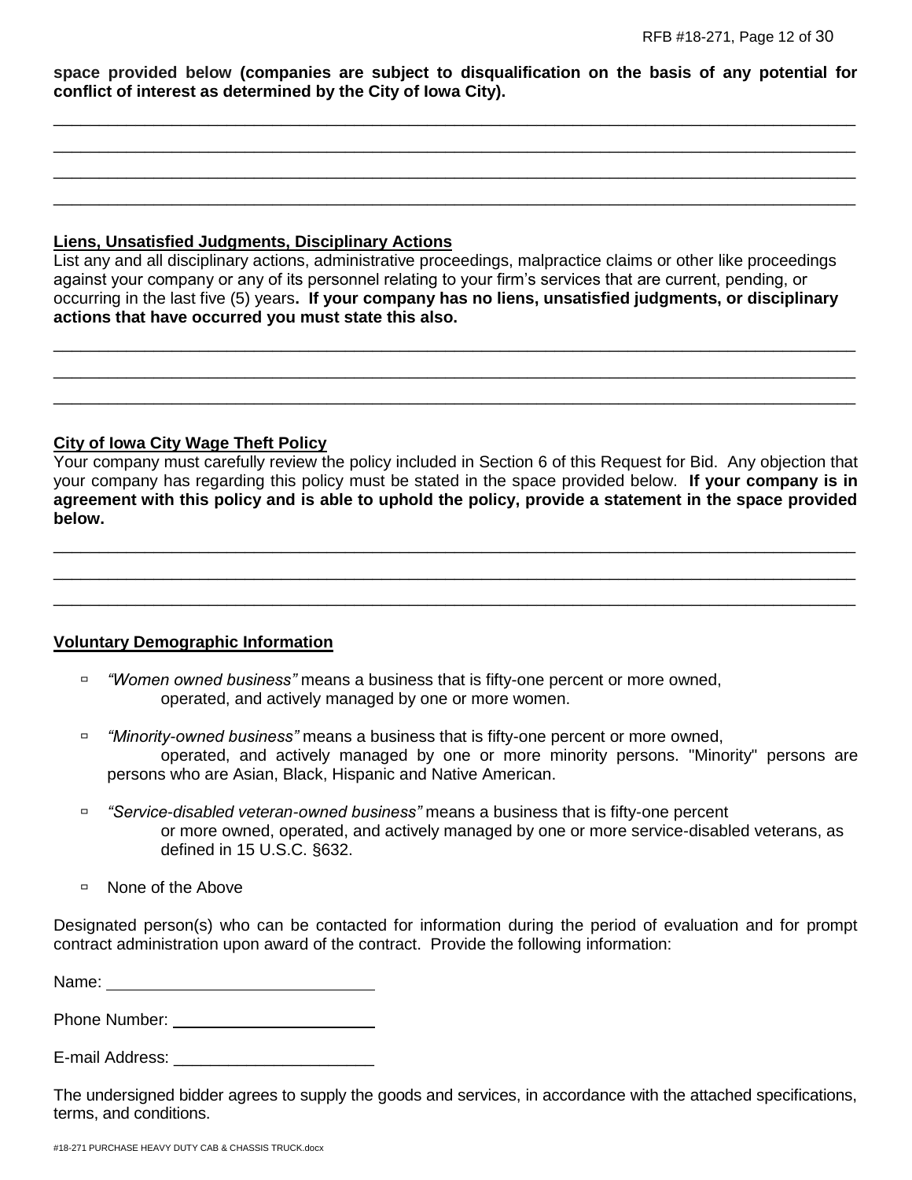**space provided below (companies are subject to disqualification on the basis of any potential for conflict of interest as determined by the City of Iowa City).**

\_\_\_\_\_\_\_\_\_\_\_\_\_\_\_\_\_\_\_\_\_\_\_\_\_\_\_\_\_\_\_\_\_\_\_\_\_\_\_\_\_\_\_\_\_\_\_\_\_\_\_\_\_\_\_\_\_\_\_\_\_\_\_\_\_\_\_\_\_\_\_\_\_\_\_\_\_\_\_\_\_\_

\_\_\_\_\_\_\_\_\_\_\_\_\_\_\_\_\_\_\_\_\_\_\_\_\_\_\_\_\_\_\_\_\_\_\_\_\_\_\_\_\_\_\_\_\_\_\_\_\_\_\_\_\_\_\_\_\_\_\_\_\_\_\_\_\_\_\_\_\_\_\_\_\_\_\_\_\_\_\_\_\_\_

\_\_\_\_\_\_\_\_\_\_\_\_\_\_\_\_\_\_\_\_\_\_\_\_\_\_\_\_\_\_\_\_\_\_\_\_\_\_\_\_\_\_\_\_\_\_\_\_\_\_\_\_\_\_\_\_\_\_\_\_\_\_\_\_\_\_\_\_\_\_\_\_\_\_\_\_\_\_\_\_\_\_

\_\_\_\_\_\_\_\_\_\_\_\_\_\_\_\_\_\_\_\_\_\_\_\_\_\_\_\_\_\_\_\_\_\_\_\_\_\_\_\_\_\_\_\_\_\_\_\_\_\_\_\_\_\_\_\_\_\_\_\_\_\_\_\_\_\_\_\_\_\_\_\_\_\_\_\_\_\_\_\_\_\_

**Liens, Unsatisfied Judgments, Disciplinary Actions**

List any and all disciplinary actions, administrative proceedings, malpractice claims or other like proceedings against your company or any of its personnel relating to your firm's services that are current, pending, or occurring in the last five (5) years**. If your company has no liens, unsatisfied judgments, or disciplinary actions that have occurred you must state this also.**

\_\_\_\_\_\_\_\_\_\_\_\_\_\_\_\_\_\_\_\_\_\_\_\_\_\_\_\_\_\_\_\_\_\_\_\_\_\_\_\_\_\_\_\_\_\_\_\_\_\_\_\_\_\_\_\_\_\_\_\_\_\_\_\_\_\_\_\_\_\_\_\_\_\_\_\_\_\_\_\_\_\_

\_\_\_\_\_\_\_\_\_\_\_\_\_\_\_\_\_\_\_\_\_\_\_\_\_\_\_\_\_\_\_\_\_\_\_\_\_\_\_\_\_\_\_\_\_\_\_\_\_\_\_\_\_\_\_\_\_\_\_\_\_\_\_\_\_\_\_\_\_\_\_\_\_\_\_\_\_\_\_\_\_\_

\_\_\_\_\_\_\_\_\_\_\_\_\_\_\_\_\_\_\_\_\_\_\_\_\_\_\_\_\_\_\_\_\_\_\_\_\_\_\_\_\_\_\_\_\_\_\_\_\_\_\_\_\_\_\_\_\_\_\_\_\_\_\_\_\_\_\_\_\_\_\_\_\_\_\_\_\_\_\_\_\_\_

**City of Iowa City Wage Theft Policy**

Your company must carefully review the policy included in Section 6 of this Request for Bid. Any objection that your company has regarding this policy must be stated in the space provided below. **If your company is in agreement with this policy and is able to uphold the policy, provide a statement in the space provided below.**

\_\_\_\_\_\_\_\_\_\_\_\_\_\_\_\_\_\_\_\_\_\_\_\_\_\_\_\_\_\_\_\_\_\_\_\_\_\_\_\_\_\_\_\_\_\_\_\_\_\_\_\_\_\_\_\_\_\_\_\_\_\_\_\_\_\_\_\_\_\_\_\_\_\_\_\_\_\_\_\_\_\_

\_\_\_\_\_\_\_\_\_\_\_\_\_\_\_\_\_\_\_\_\_\_\_\_\_\_\_\_\_\_\_\_\_\_\_\_\_\_\_\_\_\_\_\_\_\_\_\_\_\_\_\_\_\_\_\_\_\_\_\_\_\_\_\_\_\_\_\_\_\_\_\_\_\_\_\_\_\_\_\_\_\_

\_\_\_\_\_\_\_\_\_\_\_\_\_\_\_\_\_\_\_\_\_\_\_\_\_\_\_\_\_\_\_\_\_\_\_\_\_\_\_\_\_\_\_\_\_\_\_\_\_\_\_\_\_\_\_\_\_\_\_\_\_\_\_\_\_\_\_\_\_\_\_\_\_\_\_\_\_\_\_\_\_\_

**Voluntary Demographic Information**

- ☐ *"Women owned business"* means a business that is fifty-one percent or more owned, operated, and actively managed by one or more women.
- ☐ *"Minority-owned business"* means a business that is fifty-one percent or more owned, operated, and actively managed by one or more minority persons. "Minority" persons are persons who are Asian, Black, Hispanic and Native American.
- ☐ *"Service-disabled veteran-owned business"* means a business that is fifty-one percent or more owned, operated, and actively managed by one or more service-disabled veterans, as defined in 15 U.S.C. §632.
- ☐ None of the Above

Designated person(s) who can be contacted for information during the period of evaluation and for prompt contract administration upon award of the contract. Provide the following information:

Name: \_\_\_\_\_\_\_\_\_\_\_\_\_\_\_\_\_\_\_\_\_\_\_\_\_\_\_\_\_\_

Phone Number: \_\_\_\_\_\_\_\_\_\_\_\_\_\_\_\_\_\_\_\_\_\_\_

E-mail Address: \_\_\_\_\_\_\_\_\_\_\_\_\_\_\_\_\_\_\_\_\_\_

The undersigned bidder agrees to supply the goods and services, in accordance with the attached specifications, terms, and conditions.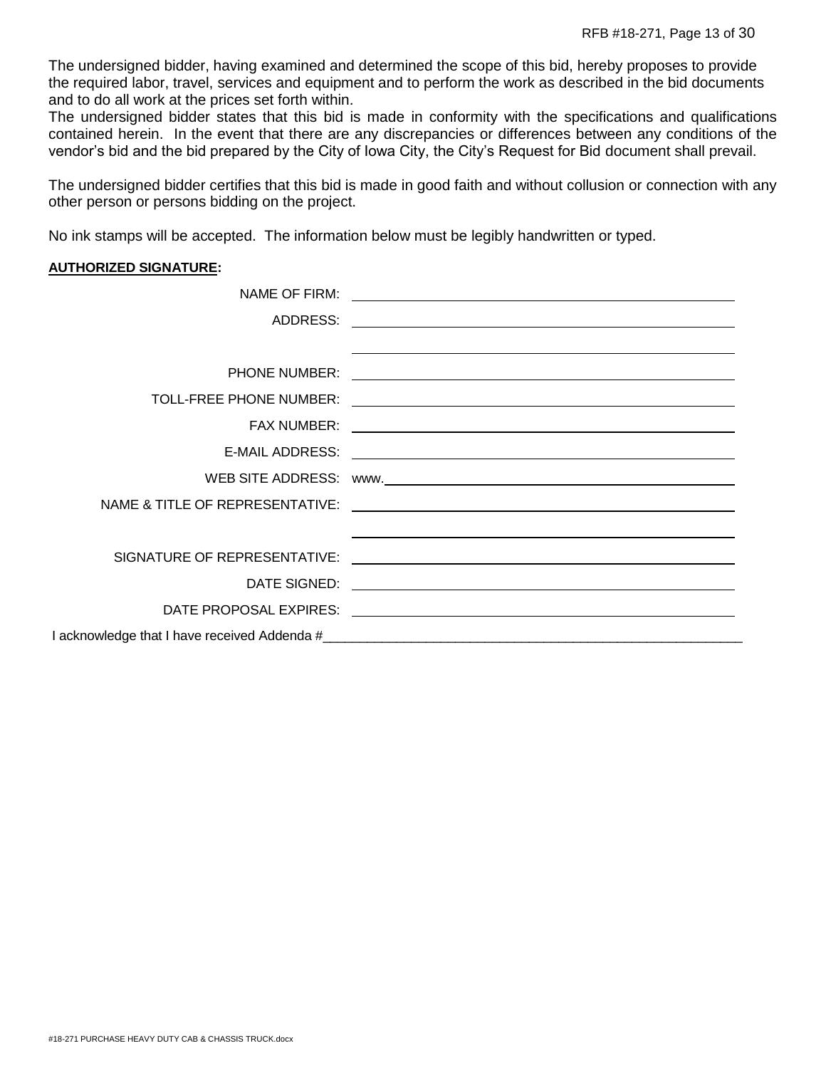The undersigned bidder, having examined and determined the scope of this bid, hereby proposes to provide the required labor, travel, services and equipment and to perform the work as described in the bid documents and to do all work at the prices set forth within.
The undersigned bidder states that this bid is made in conformity with the specifications and qualifications contained herein. In the event that there are any discrepancies or differences between any conditions of the vendor's bid and the bid prepared by the City of Iowa City, the City's Request for Bid document shall prevail.

The undersigned bidder certifies that this bid is made in good faith and without collusion or connection with any other person or persons bidding on the project.

No ink stamps will be accepted. The information below must be legibly handwritten or typed.

**AUTHORIZED SIGNATURE:**

NAME OF FIRM: ______________________________

ADDRESS: ______________________________

______________________________

PHONE NUMBER: ______________________________

TOLL-FREE PHONE NUMBER: ______________________________

FAX NUMBER: ______________________________

E-MAIL ADDRESS: ______________________________

WEB SITE ADDRESS: www.______________________________

NAME & TITLE OF REPRESENTATIVE: ______________________________

______________________________

SIGNATURE OF REPRESENTATIVE: ______________________________

DATE SIGNED: ______________________________

DATE PROPOSAL EXPIRES: ______________________________

I acknowledge that I have received Addenda #______________________________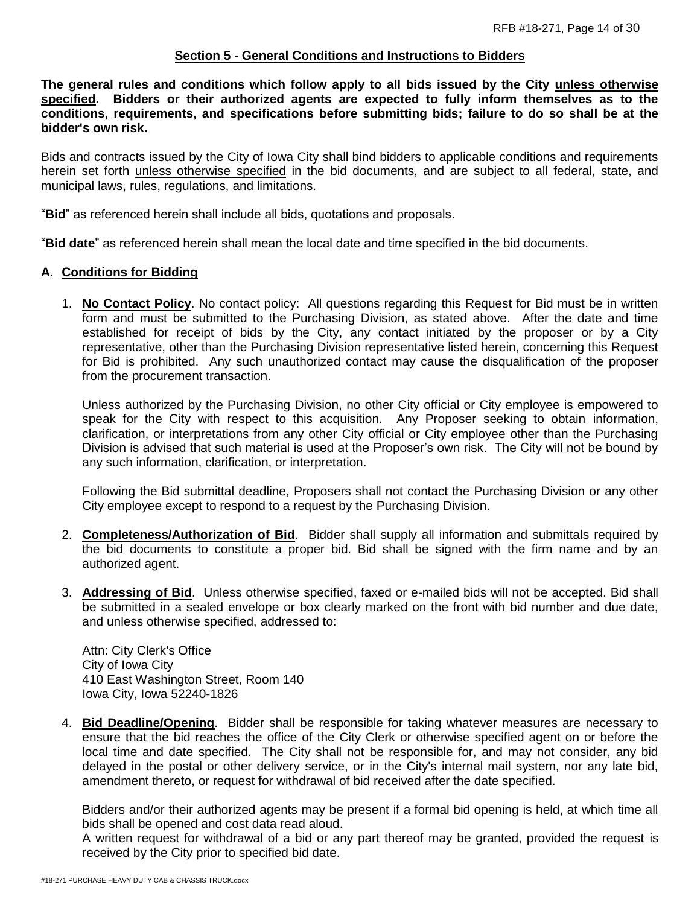## Section 5 - General Conditions and Instructions to Bidders

**The general rules and conditions which follow apply to all bids issued by the City unless otherwise specified. Bidders or their authorized agents are expected to fully inform themselves as to the conditions, requirements, and specifications before submitting bids; failure to do so shall be at the bidder's own risk.**

Bids and contracts issued by the City of Iowa City shall bind bidders to applicable conditions and requirements herein set forth unless otherwise specified in the bid documents, and are subject to all federal, state, and municipal laws, rules, regulations, and limitations.

"**Bid**" as referenced herein shall include all bids, quotations and proposals.

"**Bid date**" as referenced herein shall mean the local date and time specified in the bid documents.

### A. Conditions for Bidding

1. **No Contact Policy**. No contact policy: All questions regarding this Request for Bid must be in written form and must be submitted to the Purchasing Division, as stated above. After the date and time established for receipt of bids by the City, any contact initiated by the proposer or by a City representative, other than the Purchasing Division representative listed herein, concerning this Request for Bid is prohibited. Any such unauthorized contact may cause the disqualification of the proposer from the procurement transaction.

   Unless authorized by the Purchasing Division, no other City official or City employee is empowered to speak for the City with respect to this acquisition. Any Proposer seeking to obtain information, clarification, or interpretations from any other City official or City employee other than the Purchasing Division is advised that such material is used at the Proposer's own risk. The City will not be bound by any such information, clarification, or interpretation.

   Following the Bid submittal deadline, Proposers shall not contact the Purchasing Division or any other City employee except to respond to a request by the Purchasing Division.

2. **Completeness/Authorization of Bid**. Bidder shall supply all information and submittals required by the bid documents to constitute a proper bid. Bid shall be signed with the firm name and by an authorized agent.

3. **Addressing of Bid**. Unless otherwise specified, faxed or e-mailed bids will not be accepted. Bid shall be submitted in a sealed envelope or box clearly marked on the front with bid number and due date, and unless otherwise specified, addressed to:

   Attn: City Clerk's Office
   City of Iowa City
   410 East Washington Street, Room 140
   Iowa City, Iowa 52240-1826

4. **Bid Deadline/Opening**. Bidder shall be responsible for taking whatever measures are necessary to ensure that the bid reaches the office of the City Clerk or otherwise specified agent on or before the local time and date specified. The City shall not be responsible for, and may not consider, any bid delayed in the postal or other delivery service, or in the City's internal mail system, nor any late bid, amendment thereto, or request for withdrawal of bid received after the date specified.

   Bidders and/or their authorized agents may be present if a formal bid opening is held, at which time all bids shall be opened and cost data read aloud.
   A written request for withdrawal of a bid or any part thereof may be granted, provided the request is received by the City prior to specified bid date.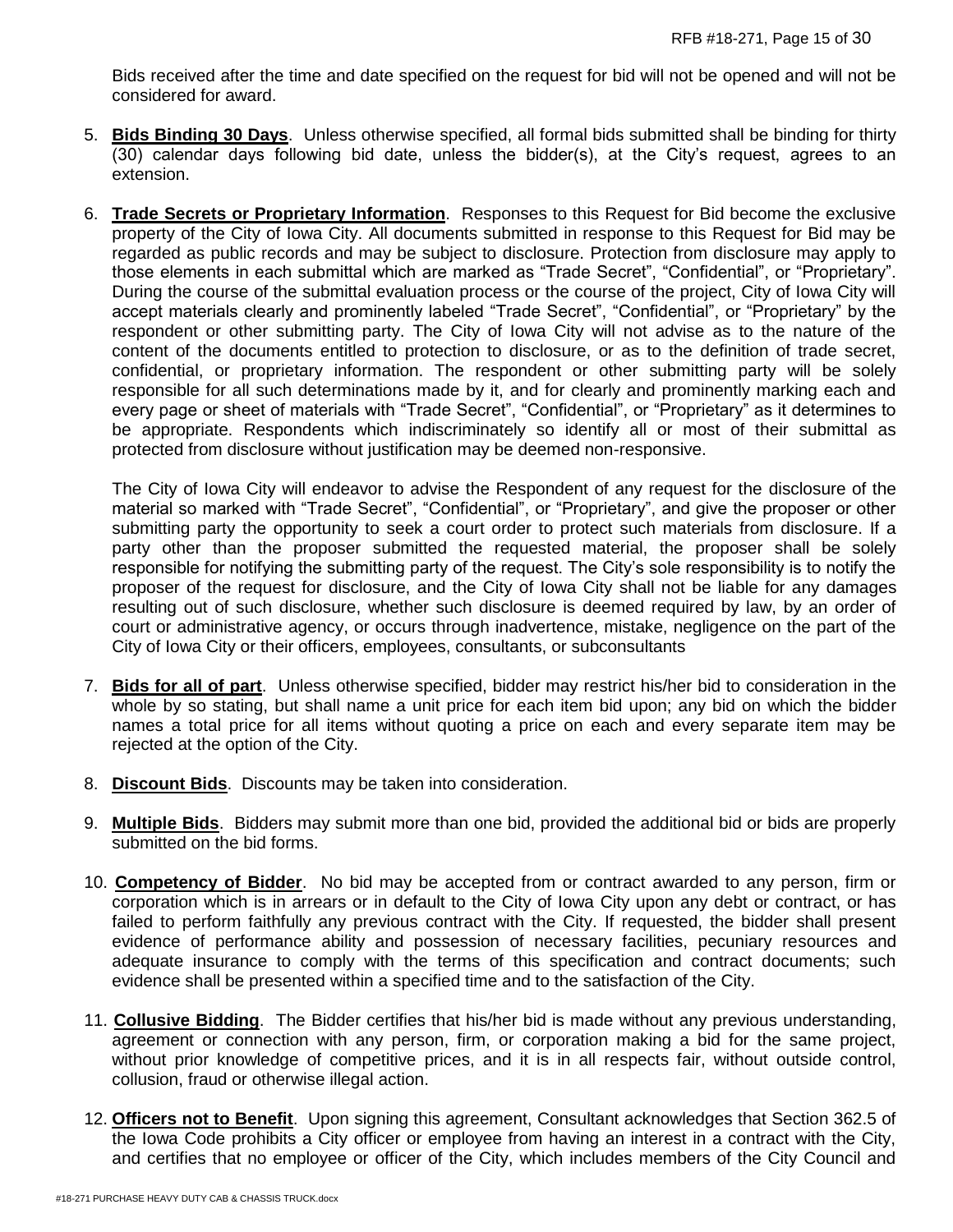Bids received after the time and date specified on the request for bid will not be opened and will not be considered for award.

5. **Bids Binding 30 Days**. Unless otherwise specified, all formal bids submitted shall be binding for thirty (30) calendar days following bid date, unless the bidder(s), at the City's request, agrees to an extension.

6. **Trade Secrets or Proprietary Information**. Responses to this Request for Bid become the exclusive property of the City of Iowa City. All documents submitted in response to this Request for Bid may be regarded as public records and may be subject to disclosure. Protection from disclosure may apply to those elements in each submittal which are marked as "Trade Secret", "Confidential", or "Proprietary". During the course of the submittal evaluation process or the course of the project, City of Iowa City will accept materials clearly and prominently labeled "Trade Secret", "Confidential", or "Proprietary" by the respondent or other submitting party. The City of Iowa City will not advise as to the nature of the content of the documents entitled to protection to disclosure, or as to the definition of trade secret, confidential, or proprietary information. The respondent or other submitting party will be solely responsible for all such determinations made by it, and for clearly and prominently marking each and every page or sheet of materials with "Trade Secret", "Confidential", or "Proprietary" as it determines to be appropriate. Respondents which indiscriminately so identify all or most of their submittal as protected from disclosure without justification may be deemed non-responsive.

   The City of Iowa City will endeavor to advise the Respondent of any request for the disclosure of the material so marked with "Trade Secret", "Confidential", or "Proprietary", and give the proposer or other submitting party the opportunity to seek a court order to protect such materials from disclosure. If a party other than the proposer submitted the requested material, the proposer shall be solely responsible for notifying the submitting party of the request. The City's sole responsibility is to notify the proposer of the request for disclosure, and the City of Iowa City shall not be liable for any damages resulting out of such disclosure, whether such disclosure is deemed required by law, by an order of court or administrative agency, or occurs through inadvertence, mistake, negligence on the part of the City of Iowa City or their officers, employees, consultants, or subconsultants

7. **Bids for all of part**. Unless otherwise specified, bidder may restrict his/her bid to consideration in the whole by so stating, but shall name a unit price for each item bid upon; any bid on which the bidder names a total price for all items without quoting a price on each and every separate item may be rejected at the option of the City.

8. **Discount Bids**. Discounts may be taken into consideration.

9. **Multiple Bids**. Bidders may submit more than one bid, provided the additional bid or bids are properly submitted on the bid forms.

10. **Competency of Bidder**. No bid may be accepted from or contract awarded to any person, firm or corporation which is in arrears or in default to the City of Iowa City upon any debt or contract, or has failed to perform faithfully any previous contract with the City. If requested, the bidder shall present evidence of performance ability and possession of necessary facilities, pecuniary resources and adequate insurance to comply with the terms of this specification and contract documents; such evidence shall be presented within a specified time and to the satisfaction of the City.

11. **Collusive Bidding**. The Bidder certifies that his/her bid is made without any previous understanding, agreement or connection with any person, firm, or corporation making a bid for the same project, without prior knowledge of competitive prices, and it is in all respects fair, without outside control, collusion, fraud or otherwise illegal action.

12. **Officers not to Benefit**. Upon signing this agreement, Consultant acknowledges that Section 362.5 of the Iowa Code prohibits a City officer or employee from having an interest in a contract with the City, and certifies that no employee or officer of the City, which includes members of the City Council and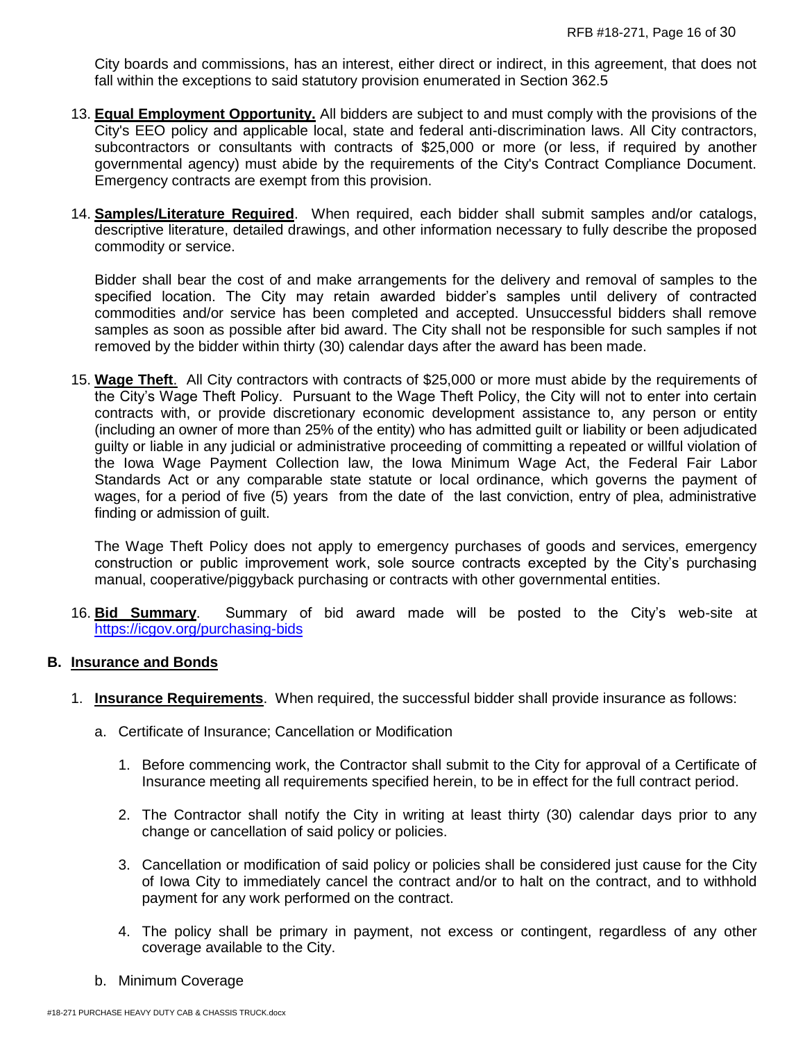City boards and commissions, has an interest, either direct or indirect, in this agreement, that does not fall within the exceptions to said statutory provision enumerated in Section 362.5

13. **Equal Employment Opportunity.** All bidders are subject to and must comply with the provisions of the City's EEO policy and applicable local, state and federal anti-discrimination laws. All City contractors, subcontractors or consultants with contracts of $25,000 or more (or less, if required by another governmental agency) must abide by the requirements of the City's Contract Compliance Document. Emergency contracts are exempt from this provision.

14. **Samples/Literature Required**. When required, each bidder shall submit samples and/or catalogs, descriptive literature, detailed drawings, and other information necessary to fully describe the proposed commodity or service.

    Bidder shall bear the cost of and make arrangements for the delivery and removal of samples to the specified location. The City may retain awarded bidder's samples until delivery of contracted commodities and/or service has been completed and accepted. Unsuccessful bidders shall remove samples as soon as possible after bid award. The City shall not be responsible for such samples if not removed by the bidder within thirty (30) calendar days after the award has been made.

15. **Wage Theft**. All City contractors with contracts of $25,000 or more must abide by the requirements of the City's Wage Theft Policy. Pursuant to the Wage Theft Policy, the City will not to enter into certain contracts with, or provide discretionary economic development assistance to, any person or entity (including an owner of more than 25% of the entity) who has admitted guilt or liability or been adjudicated guilty or liable in any judicial or administrative proceeding of committing a repeated or willful violation of the Iowa Wage Payment Collection law, the Iowa Minimum Wage Act, the Federal Fair Labor Standards Act or any comparable state statute or local ordinance, which governs the payment of wages, for a period of five (5) years from the date of the last conviction, entry of plea, administrative finding or admission of guilt.

    The Wage Theft Policy does not apply to emergency purchases of goods and services, emergency construction or public improvement work, sole source contracts excepted by the City's purchasing manual, cooperative/piggyback purchasing or contracts with other governmental entities.

16. **Bid Summary**. Summary of bid award made will be posted to the City's web-site at https://icgov.org/purchasing-bids

## B. Insurance and Bonds

1. **Insurance Requirements**. When required, the successful bidder shall provide insurance as follows:

   a. Certificate of Insurance; Cancellation or Modification

      1. Before commencing work, the Contractor shall submit to the City for approval of a Certificate of Insurance meeting all requirements specified herein, to be in effect for the full contract period.

      2. The Contractor shall notify the City in writing at least thirty (30) calendar days prior to any change or cancellation of said policy or policies.

      3. Cancellation or modification of said policy or policies shall be considered just cause for the City of Iowa City to immediately cancel the contract and/or to halt on the contract, and to withhold payment for any work performed on the contract.

      4. The policy shall be primary in payment, not excess or contingent, regardless of any other coverage available to the City.

   b. Minimum Coverage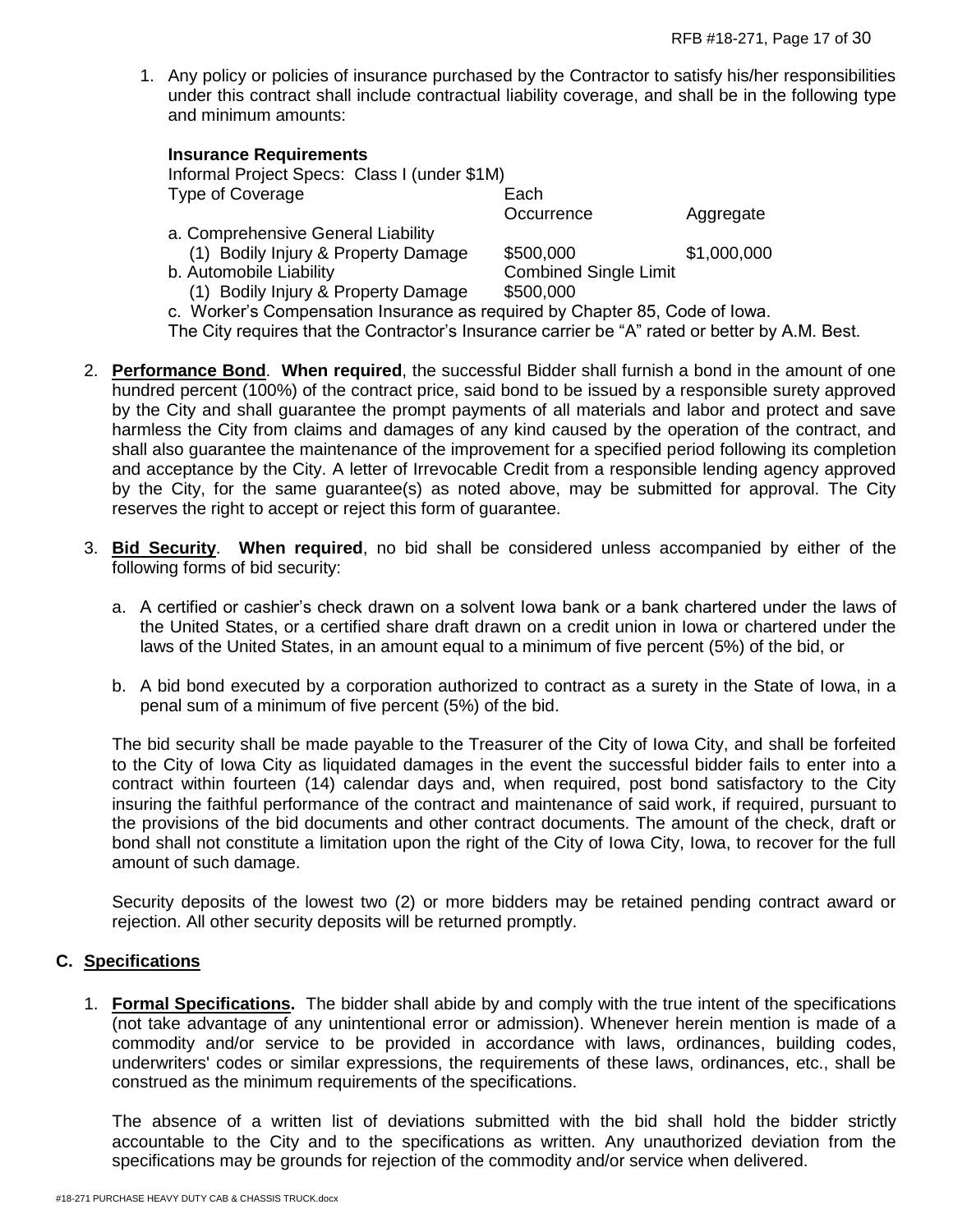1. Any policy or policies of insurance purchased by the Contractor to satisfy his/her responsibilities under this contract shall include contractual liability coverage, and shall be in the following type and minimum amounts:

   **Insurance Requirements**

   Informal Project Specs: Class I (under $1M)

   | Type of Coverage | Each Occurrence | Aggregate |
   |---|---|---|
   | a. Comprehensive General Liability | | |
   | (1) Bodily Injury & Property Damage | $500,000 | $1,000,000 |
   | b. Automobile Liability | Combined Single Limit | |
   | (1) Bodily Injury & Property Damage | $500,000 | |

   c. Worker's Compensation Insurance as required by Chapter 85, Code of Iowa.

   The City requires that the Contractor's Insurance carrier be "A" rated or better by A.M. Best.

2. **Performance Bond**. **When required**, the successful Bidder shall furnish a bond in the amount of one hundred percent (100%) of the contract price, said bond to be issued by a responsible surety approved by the City and shall guarantee the prompt payments of all materials and labor and protect and save harmless the City from claims and damages of any kind caused by the operation of the contract, and shall also guarantee the maintenance of the improvement for a specified period following its completion and acceptance by the City. A letter of Irrevocable Credit from a responsible lending agency approved by the City, for the same guarantee(s) as noted above, may be submitted for approval. The City reserves the right to accept or reject this form of guarantee.

3. **Bid Security**. **When required**, no bid shall be considered unless accompanied by either of the following forms of bid security:

   a. A certified or cashier's check drawn on a solvent Iowa bank or a bank chartered under the laws of the United States, or a certified share draft drawn on a credit union in Iowa or chartered under the laws of the United States, in an amount equal to a minimum of five percent (5%) of the bid, or

   b. A bid bond executed by a corporation authorized to contract as a surety in the State of Iowa, in a penal sum of a minimum of five percent (5%) of the bid.

   The bid security shall be made payable to the Treasurer of the City of Iowa City, and shall be forfeited to the City of Iowa City as liquidated damages in the event the successful bidder fails to enter into a contract within fourteen (14) calendar days and, when required, post bond satisfactory to the City insuring the faithful performance of the contract and maintenance of said work, if required, pursuant to the provisions of the bid documents and other contract documents. The amount of the check, draft or bond shall not constitute a limitation upon the right of the City of Iowa City, Iowa, to recover for the full amount of such damage.

   Security deposits of the lowest two (2) or more bidders may be retained pending contract award or rejection. All other security deposits will be returned promptly.

## C. Specifications

1. **Formal Specifications.** The bidder shall abide by and comply with the true intent of the specifications (not take advantage of any unintentional error or admission). Whenever herein mention is made of a commodity and/or service to be provided in accordance with laws, ordinances, building codes, underwriters' codes or similar expressions, the requirements of these laws, ordinances, etc., shall be construed as the minimum requirements of the specifications.

   The absence of a written list of deviations submitted with the bid shall hold the bidder strictly accountable to the City and to the specifications as written. Any unauthorized deviation from the specifications may be grounds for rejection of the commodity and/or service when delivered.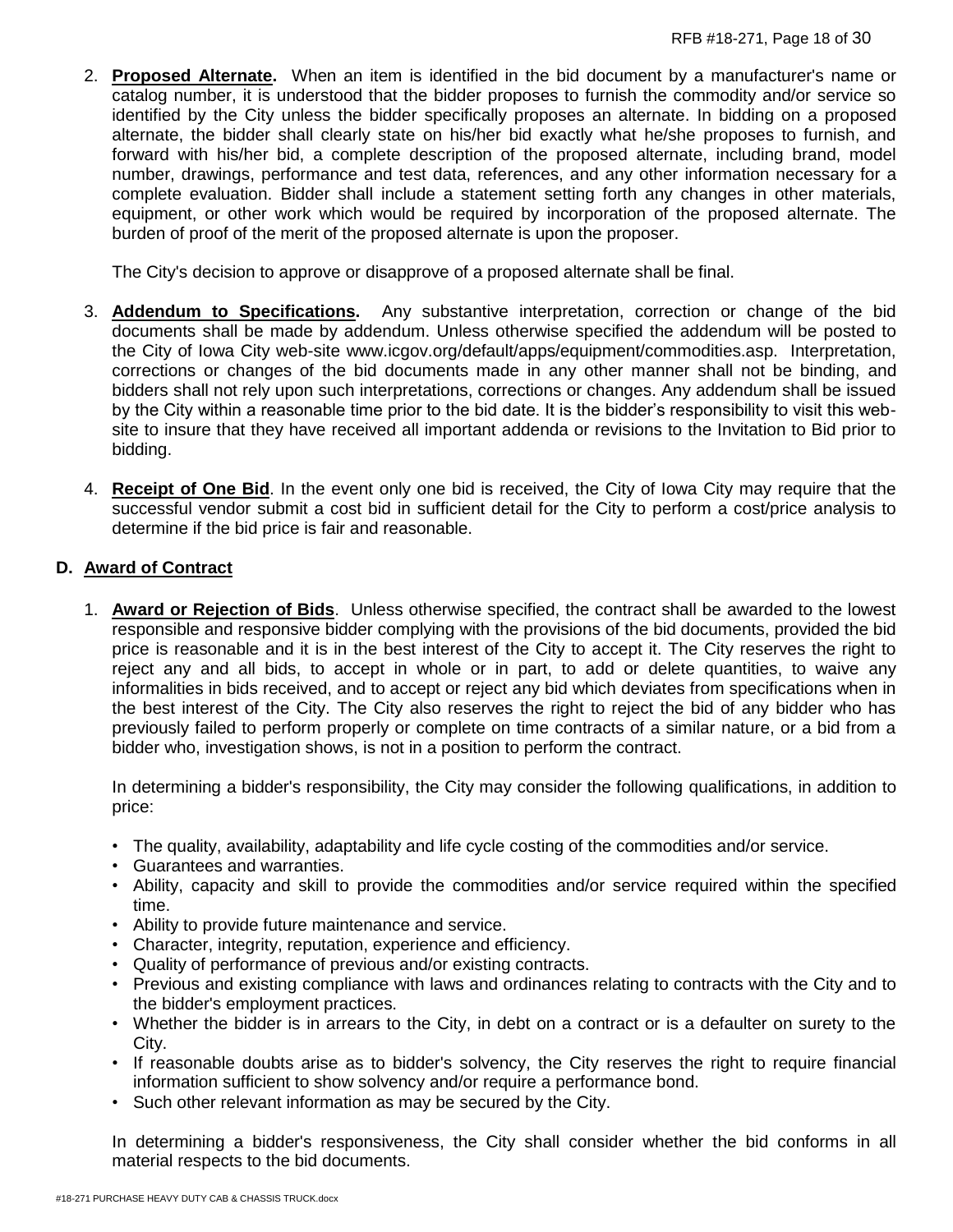2. **Proposed Alternate.** When an item is identified in the bid document by a manufacturer's name or catalog number, it is understood that the bidder proposes to furnish the commodity and/or service so identified by the City unless the bidder specifically proposes an alternate. In bidding on a proposed alternate, the bidder shall clearly state on his/her bid exactly what he/she proposes to furnish, and forward with his/her bid, a complete description of the proposed alternate, including brand, model number, drawings, performance and test data, references, and any other information necessary for a complete evaluation. Bidder shall include a statement setting forth any changes in other materials, equipment, or other work which would be required by incorporation of the proposed alternate. The burden of proof of the merit of the proposed alternate is upon the proposer.

   The City's decision to approve or disapprove of a proposed alternate shall be final.

3. **Addendum to Specifications.** Any substantive interpretation, correction or change of the bid documents shall be made by addendum. Unless otherwise specified the addendum will be posted to the City of Iowa City web-site www.icgov.org/default/apps/equipment/commodities.asp. Interpretation, corrections or changes of the bid documents made in any other manner shall not be binding, and bidders shall not rely upon such interpretations, corrections or changes. Any addendum shall be issued by the City within a reasonable time prior to the bid date. It is the bidder's responsibility to visit this web-site to insure that they have received all important addenda or revisions to the Invitation to Bid prior to bidding.

4. **Receipt of One Bid**. In the event only one bid is received, the City of Iowa City may require that the successful vendor submit a cost bid in sufficient detail for the City to perform a cost/price analysis to determine if the bid price is fair and reasonable.

## D. Award of Contract

1. **Award or Rejection of Bids**. Unless otherwise specified, the contract shall be awarded to the lowest responsible and responsive bidder complying with the provisions of the bid documents, provided the bid price is reasonable and it is in the best interest of the City to accept it. The City reserves the right to reject any and all bids, to accept in whole or in part, to add or delete quantities, to waive any informalities in bids received, and to accept or reject any bid which deviates from specifications when in the best interest of the City. The City also reserves the right to reject the bid of any bidder who has previously failed to perform properly or complete on time contracts of a similar nature, or a bid from a bidder who, investigation shows, is not in a position to perform the contract.

   In determining a bidder's responsibility, the City may consider the following qualifications, in addition to price:

   - The quality, availability, adaptability and life cycle costing of the commodities and/or service.
   - Guarantees and warranties.
   - Ability, capacity and skill to provide the commodities and/or service required within the specified time.
   - Ability to provide future maintenance and service.
   - Character, integrity, reputation, experience and efficiency.
   - Quality of performance of previous and/or existing contracts.
   - Previous and existing compliance with laws and ordinances relating to contracts with the City and to the bidder's employment practices.
   - Whether the bidder is in arrears to the City, in debt on a contract or is a defaulter on surety to the City.
   - If reasonable doubts arise as to bidder's solvency, the City reserves the right to require financial information sufficient to show solvency and/or require a performance bond.
   - Such other relevant information as may be secured by the City.

   In determining a bidder's responsiveness, the City shall consider whether the bid conforms in all material respects to the bid documents.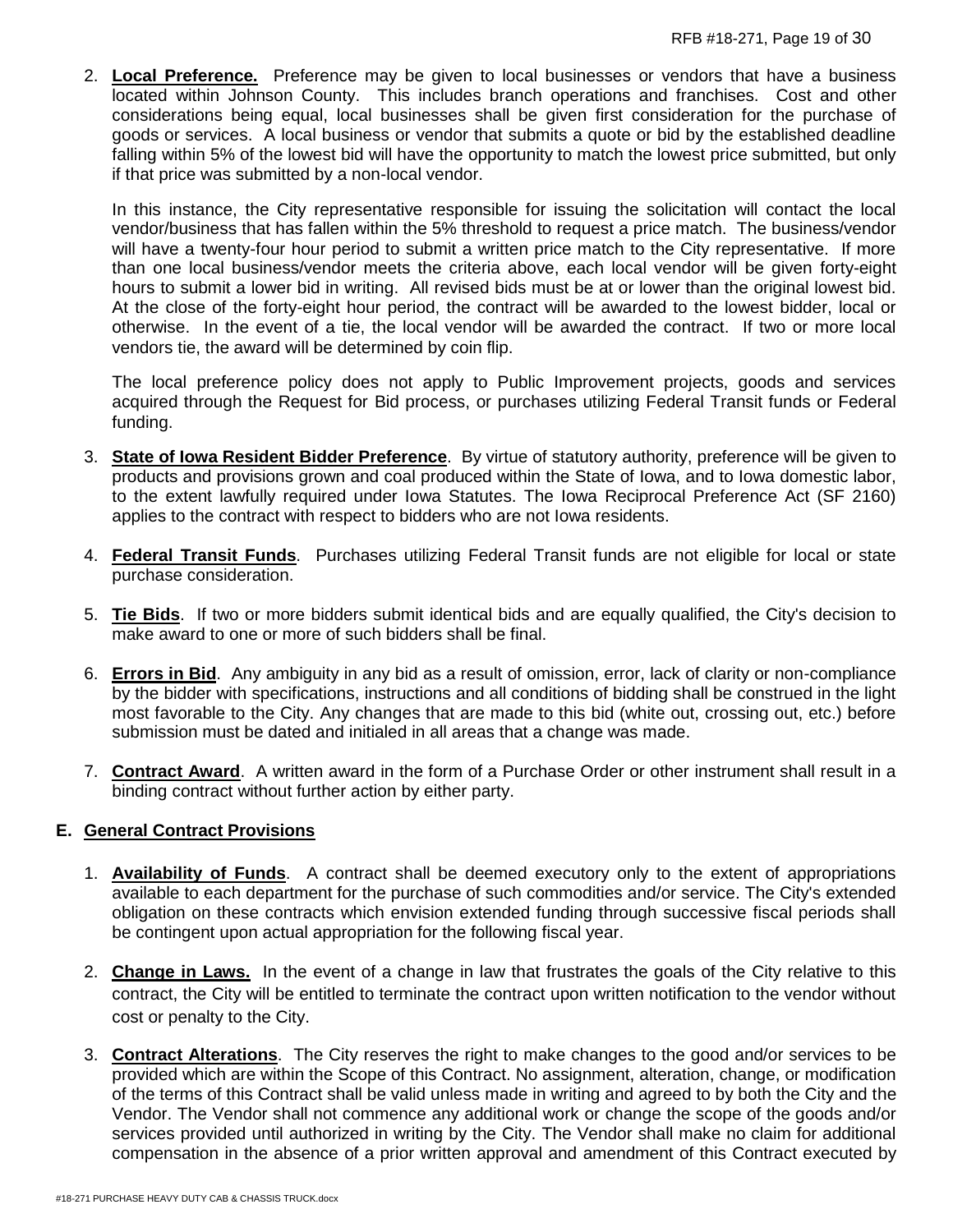2. **Local Preference.** Preference may be given to local businesses or vendors that have a business located within Johnson County. This includes branch operations and franchises. Cost and other considerations being equal, local businesses shall be given first consideration for the purchase of goods or services. A local business or vendor that submits a quote or bid by the established deadline falling within 5% of the lowest bid will have the opportunity to match the lowest price submitted, but only if that price was submitted by a non-local vendor.

   In this instance, the City representative responsible for issuing the solicitation will contact the local vendor/business that has fallen within the 5% threshold to request a price match. The business/vendor will have a twenty-four hour period to submit a written price match to the City representative. If more than one local business/vendor meets the criteria above, each local vendor will be given forty-eight hours to submit a lower bid in writing. All revised bids must be at or lower than the original lowest bid. At the close of the forty-eight hour period, the contract will be awarded to the lowest bidder, local or otherwise. In the event of a tie, the local vendor will be awarded the contract. If two or more local vendors tie, the award will be determined by coin flip.

   The local preference policy does not apply to Public Improvement projects, goods and services acquired through the Request for Bid process, or purchases utilizing Federal Transit funds or Federal funding.

3. **State of Iowa Resident Bidder Preference**. By virtue of statutory authority, preference will be given to products and provisions grown and coal produced within the State of Iowa, and to Iowa domestic labor, to the extent lawfully required under Iowa Statutes. The Iowa Reciprocal Preference Act (SF 2160) applies to the contract with respect to bidders who are not Iowa residents.

4. **Federal Transit Funds**. Purchases utilizing Federal Transit funds are not eligible for local or state purchase consideration.

5. **Tie Bids**. If two or more bidders submit identical bids and are equally qualified, the City's decision to make award to one or more of such bidders shall be final.

6. **Errors in Bid**. Any ambiguity in any bid as a result of omission, error, lack of clarity or non-compliance by the bidder with specifications, instructions and all conditions of bidding shall be construed in the light most favorable to the City. Any changes that are made to this bid (white out, crossing out, etc.) before submission must be dated and initialed in all areas that a change was made.

7. **Contract Award**. A written award in the form of a Purchase Order or other instrument shall result in a binding contract without further action by either party.

## E. General Contract Provisions

1. **Availability of Funds**. A contract shall be deemed executory only to the extent of appropriations available to each department for the purchase of such commodities and/or service. The City's extended obligation on these contracts which envision extended funding through successive fiscal periods shall be contingent upon actual appropriation for the following fiscal year.

2. **Change in Laws.** In the event of a change in law that frustrates the goals of the City relative to this contract, the City will be entitled to terminate the contract upon written notification to the vendor without cost or penalty to the City.

3. **Contract Alterations**. The City reserves the right to make changes to the good and/or services to be provided which are within the Scope of this Contract. No assignment, alteration, change, or modification of the terms of this Contract shall be valid unless made in writing and agreed to by both the City and the Vendor. The Vendor shall not commence any additional work or change the scope of the goods and/or services provided until authorized in writing by the City. The Vendor shall make no claim for additional compensation in the absence of a prior written approval and amendment of this Contract executed by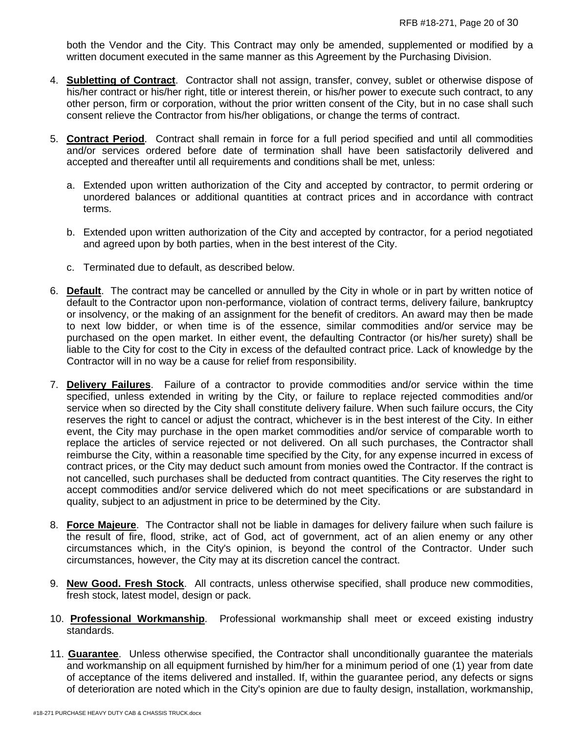both the Vendor and the City. This Contract may only be amended, supplemented or modified by a written document executed in the same manner as this Agreement by the Purchasing Division.

4. **Subletting of Contract**. Contractor shall not assign, transfer, convey, sublet or otherwise dispose of his/her contract or his/her right, title or interest therein, or his/her power to execute such contract, to any other person, firm or corporation, without the prior written consent of the City, but in no case shall such consent relieve the Contractor from his/her obligations, or change the terms of contract.

5. **Contract Period**. Contract shall remain in force for a full period specified and until all commodities and/or services ordered before date of termination shall have been satisfactorily delivered and accepted and thereafter until all requirements and conditions shall be met, unless:

   a. Extended upon written authorization of the City and accepted by contractor, to permit ordering or unordered balances or additional quantities at contract prices and in accordance with contract terms.

   b. Extended upon written authorization of the City and accepted by contractor, for a period negotiated and agreed upon by both parties, when in the best interest of the City.

   c. Terminated due to default, as described below.

6. **Default**. The contract may be cancelled or annulled by the City in whole or in part by written notice of default to the Contractor upon non-performance, violation of contract terms, delivery failure, bankruptcy or insolvency, or the making of an assignment for the benefit of creditors. An award may then be made to next low bidder, or when time is of the essence, similar commodities and/or service may be purchased on the open market. In either event, the defaulting Contractor (or his/her surety) shall be liable to the City for cost to the City in excess of the defaulted contract price. Lack of knowledge by the Contractor will in no way be a cause for relief from responsibility.

7. **Delivery Failures**. Failure of a contractor to provide commodities and/or service within the time specified, unless extended in writing by the City, or failure to replace rejected commodities and/or service when so directed by the City shall constitute delivery failure. When such failure occurs, the City reserves the right to cancel or adjust the contract, whichever is in the best interest of the City. In either event, the City may purchase in the open market commodities and/or service of comparable worth to replace the articles of service rejected or not delivered. On all such purchases, the Contractor shall reimburse the City, within a reasonable time specified by the City, for any expense incurred in excess of contract prices, or the City may deduct such amount from monies owed the Contractor. If the contract is not cancelled, such purchases shall be deducted from contract quantities. The City reserves the right to accept commodities and/or service delivered which do not meet specifications or are substandard in quality, subject to an adjustment in price to be determined by the City.

8. **Force Majeure**. The Contractor shall not be liable in damages for delivery failure when such failure is the result of fire, flood, strike, act of God, act of government, act of an alien enemy or any other circumstances which, in the City's opinion, is beyond the control of the Contractor. Under such circumstances, however, the City may at its discretion cancel the contract.

9. **New Good. Fresh Stock**. All contracts, unless otherwise specified, shall produce new commodities, fresh stock, latest model, design or pack.

10. **Professional Workmanship**. Professional workmanship shall meet or exceed existing industry standards.

11. **Guarantee**. Unless otherwise specified, the Contractor shall unconditionally guarantee the materials and workmanship on all equipment furnished by him/her for a minimum period of one (1) year from date of acceptance of the items delivered and installed. If, within the guarantee period, any defects or signs of deterioration are noted which in the City's opinion are due to faulty design, installation, workmanship,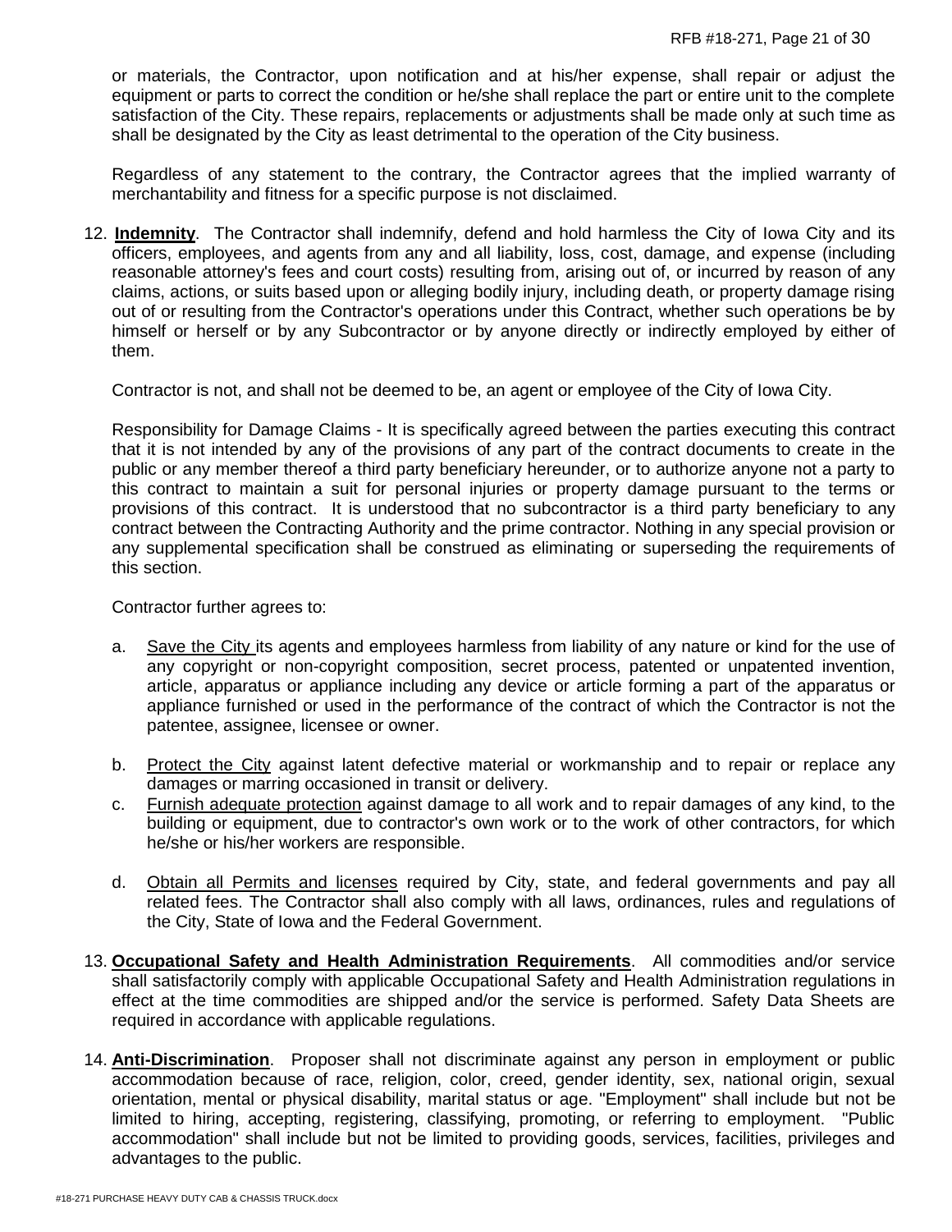or materials, the Contractor, upon notification and at his/her expense, shall repair or adjust the equipment or parts to correct the condition or he/she shall replace the part or entire unit to the complete satisfaction of the City. These repairs, replacements or adjustments shall be made only at such time as shall be designated by the City as least detrimental to the operation of the City business.

Regardless of any statement to the contrary, the Contractor agrees that the implied warranty of merchantability and fitness for a specific purpose is not disclaimed.

12. **Indemnity**. The Contractor shall indemnify, defend and hold harmless the City of Iowa City and its officers, employees, and agents from any and all liability, loss, cost, damage, and expense (including reasonable attorney's fees and court costs) resulting from, arising out of, or incurred by reason of any claims, actions, or suits based upon or alleging bodily injury, including death, or property damage rising out of or resulting from the Contractor's operations under this Contract, whether such operations be by himself or herself or by any Subcontractor or by anyone directly or indirectly employed by either of them.

    Contractor is not, and shall not be deemed to be, an agent or employee of the City of Iowa City.

    Responsibility for Damage Claims - It is specifically agreed between the parties executing this contract that it is not intended by any of the provisions of any part of the contract documents to create in the public or any member thereof a third party beneficiary hereunder, or to authorize anyone not a party to this contract to maintain a suit for personal injuries or property damage pursuant to the terms or provisions of this contract. It is understood that no subcontractor is a third party beneficiary to any contract between the Contracting Authority and the prime contractor. Nothing in any special provision or any supplemental specification shall be construed as eliminating or superseding the requirements of this section.

    Contractor further agrees to:

    a. Save the City its agents and employees harmless from liability of any nature or kind for the use of any copyright or non-copyright composition, secret process, patented or unpatented invention, article, apparatus or appliance including any device or article forming a part of the apparatus or appliance furnished or used in the performance of the contract of which the Contractor is not the patentee, assignee, licensee or owner.

    b. Protect the City against latent defective material or workmanship and to repair or replace any damages or marring occasioned in transit or delivery.

    c. Furnish adequate protection against damage to all work and to repair damages of any kind, to the building or equipment, due to contractor's own work or to the work of other contractors, for which he/she or his/her workers are responsible.

    d. Obtain all Permits and licenses required by City, state, and federal governments and pay all related fees. The Contractor shall also comply with all laws, ordinances, rules and regulations of the City, State of Iowa and the Federal Government.

13. **Occupational Safety and Health Administration Requirements**. All commodities and/or service shall satisfactorily comply with applicable Occupational Safety and Health Administration regulations in effect at the time commodities are shipped and/or the service is performed. Safety Data Sheets are required in accordance with applicable regulations.

14. **Anti-Discrimination**. Proposer shall not discriminate against any person in employment or public accommodation because of race, religion, color, creed, gender identity, sex, national origin, sexual orientation, mental or physical disability, marital status or age. "Employment" shall include but not be limited to hiring, accepting, registering, classifying, promoting, or referring to employment. "Public accommodation" shall include but not be limited to providing goods, services, facilities, privileges and advantages to the public.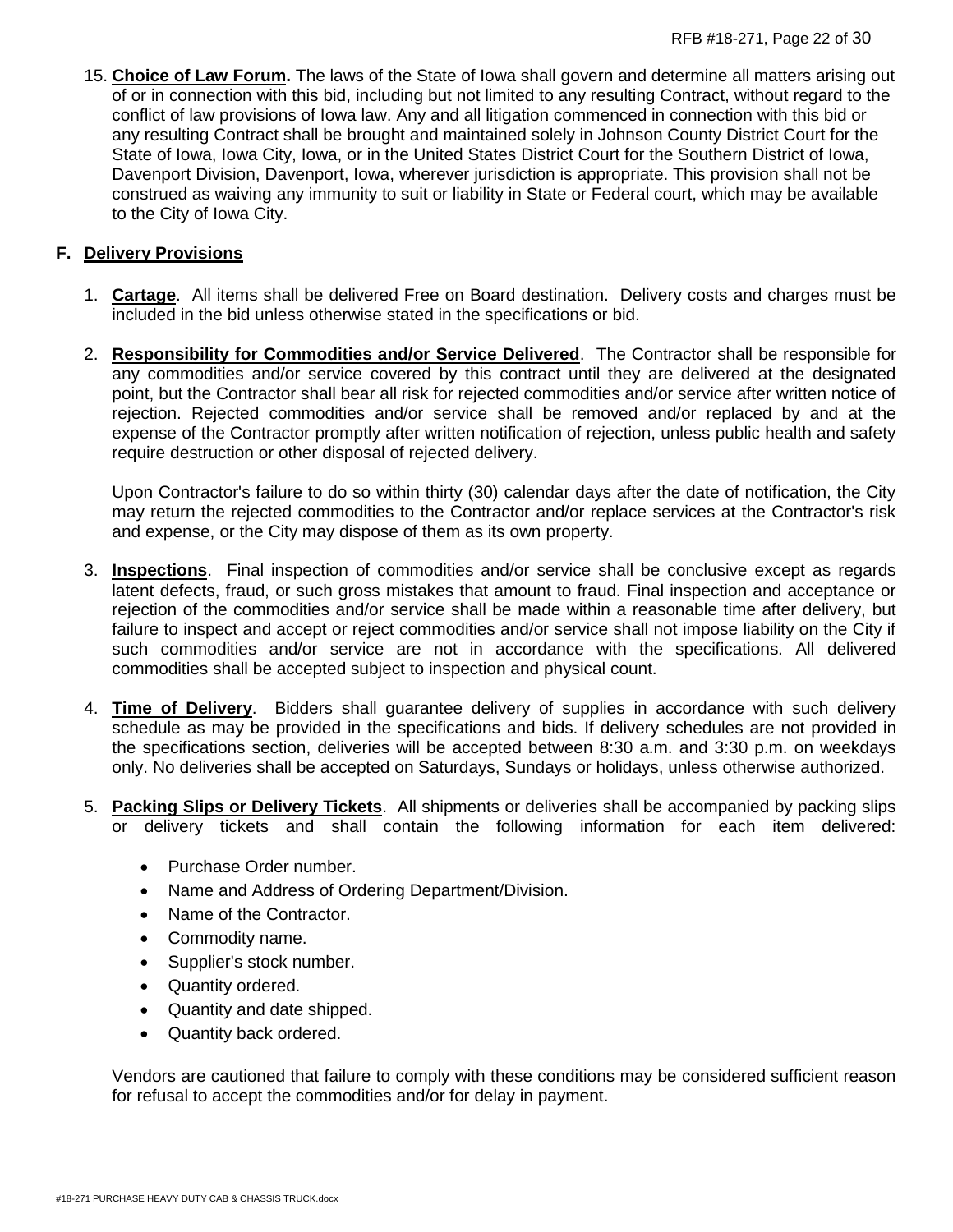15. **Choice of Law Forum.** The laws of the State of Iowa shall govern and determine all matters arising out of or in connection with this bid, including but not limited to any resulting Contract, without regard to the conflict of law provisions of Iowa law. Any and all litigation commenced in connection with this bid or any resulting Contract shall be brought and maintained solely in Johnson County District Court for the State of Iowa, Iowa City, Iowa, or in the United States District Court for the Southern District of Iowa, Davenport Division, Davenport, Iowa, wherever jurisdiction is appropriate. This provision shall not be construed as waiving any immunity to suit or liability in State or Federal court, which may be available to the City of Iowa City.

## F. Delivery Provisions

1. **Cartage**. All items shall be delivered Free on Board destination. Delivery costs and charges must be included in the bid unless otherwise stated in the specifications or bid.

2. **Responsibility for Commodities and/or Service Delivered**. The Contractor shall be responsible for any commodities and/or service covered by this contract until they are delivered at the designated point, but the Contractor shall bear all risk for rejected commodities and/or service after written notice of rejection. Rejected commodities and/or service shall be removed and/or replaced by and at the expense of the Contractor promptly after written notification of rejection, unless public health and safety require destruction or other disposal of rejected delivery.

   Upon Contractor's failure to do so within thirty (30) calendar days after the date of notification, the City may return the rejected commodities to the Contractor and/or replace services at the Contractor's risk and expense, or the City may dispose of them as its own property.

3. **Inspections**. Final inspection of commodities and/or service shall be conclusive except as regards latent defects, fraud, or such gross mistakes that amount to fraud. Final inspection and acceptance or rejection of the commodities and/or service shall be made within a reasonable time after delivery, but failure to inspect and accept or reject commodities and/or service shall not impose liability on the City if such commodities and/or service are not in accordance with the specifications. All delivered commodities shall be accepted subject to inspection and physical count.

4. **Time of Delivery**. Bidders shall guarantee delivery of supplies in accordance with such delivery schedule as may be provided in the specifications and bids. If delivery schedules are not provided in the specifications section, deliveries will be accepted between 8:30 a.m. and 3:30 p.m. on weekdays only. No deliveries shall be accepted on Saturdays, Sundays or holidays, unless otherwise authorized.

5. **Packing Slips or Delivery Tickets**. All shipments or deliveries shall be accompanied by packing slips or delivery tickets and shall contain the following information for each item delivered:

   - Purchase Order number.
   - Name and Address of Ordering Department/Division.
   - Name of the Contractor.
   - Commodity name.
   - Supplier's stock number.
   - Quantity ordered.
   - Quantity and date shipped.
   - Quantity back ordered.

   Vendors are cautioned that failure to comply with these conditions may be considered sufficient reason for refusal to accept the commodities and/or for delay in payment.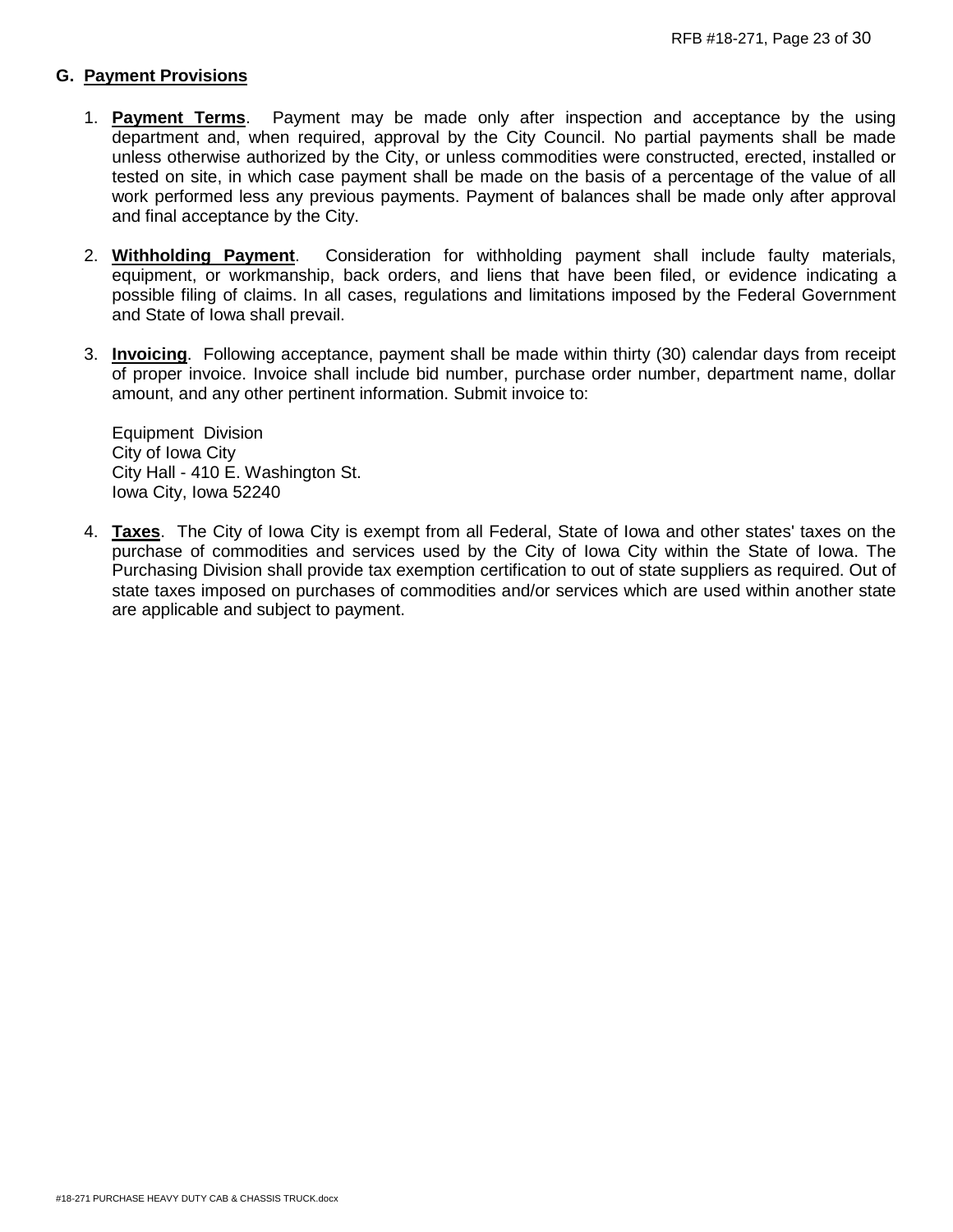## G. Payment Provisions

1. **Payment Terms**. Payment may be made only after inspection and acceptance by the using department and, when required, approval by the City Council. No partial payments shall be made unless otherwise authorized by the City, or unless commodities were constructed, erected, installed or tested on site, in which case payment shall be made on the basis of a percentage of the value of all work performed less any previous payments. Payment of balances shall be made only after approval and final acceptance by the City.

2. **Withholding Payment**. Consideration for withholding payment shall include faulty materials, equipment, or workmanship, back orders, and liens that have been filed, or evidence indicating a possible filing of claims. In all cases, regulations and limitations imposed by the Federal Government and State of Iowa shall prevail.

3. **Invoicing**. Following acceptance, payment shall be made within thirty (30) calendar days from receipt of proper invoice. Invoice shall include bid number, purchase order number, department name, dollar amount, and any other pertinent information. Submit invoice to:

   Equipment Division
   City of Iowa City
   City Hall - 410 E. Washington St.
   Iowa City, Iowa 52240

4. **Taxes**. The City of Iowa City is exempt from all Federal, State of Iowa and other states' taxes on the purchase of commodities and services used by the City of Iowa City within the State of Iowa. The Purchasing Division shall provide tax exemption certification to out of state suppliers as required. Out of state taxes imposed on purchases of commodities and/or services which are used within another state are applicable and subject to payment.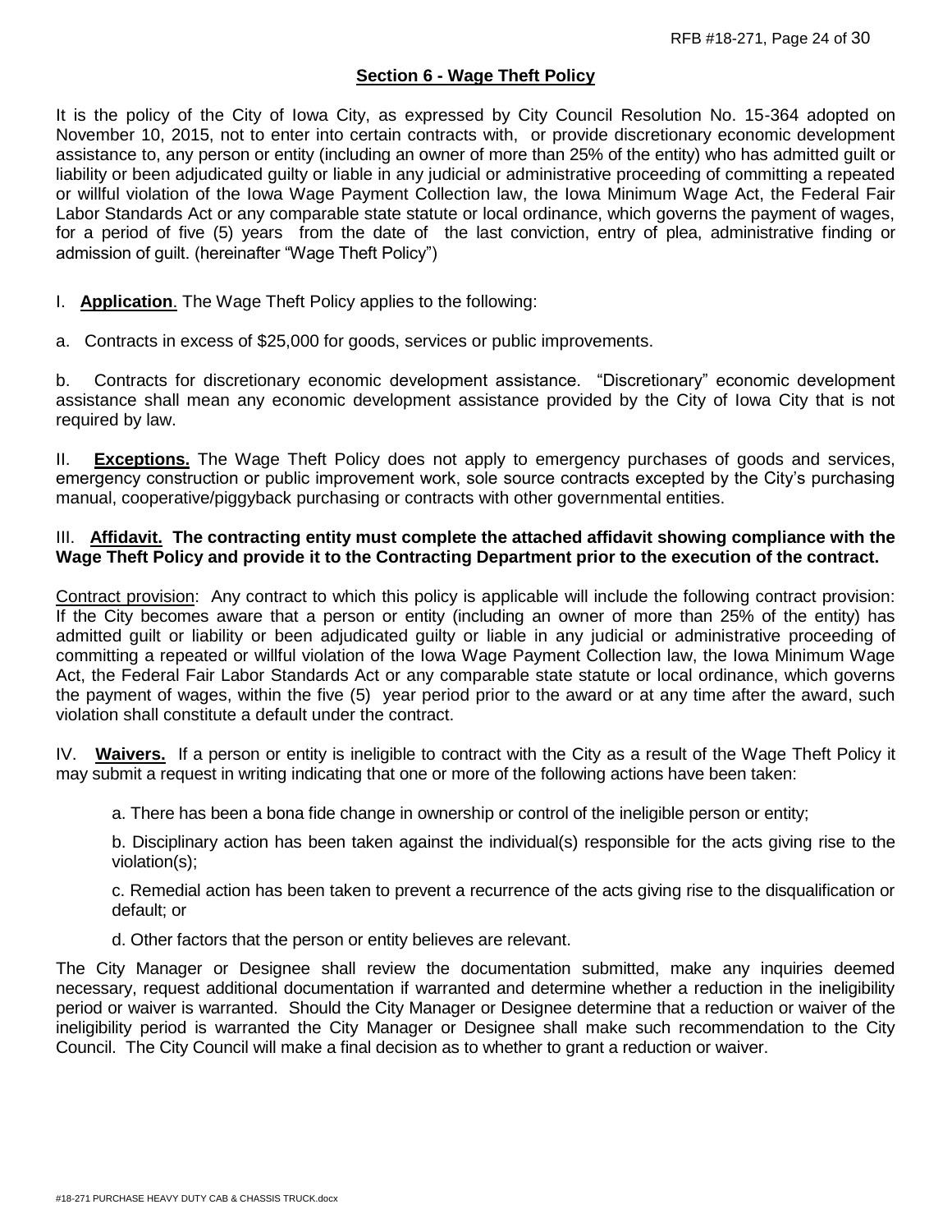## Section 6 - Wage Theft Policy

It is the policy of the City of Iowa City, as expressed by City Council Resolution No. 15-364 adopted on November 10, 2015, not to enter into certain contracts with, or provide discretionary economic development assistance to, any person or entity (including an owner of more than 25% of the entity) who has admitted guilt or liability or been adjudicated guilty or liable in any judicial or administrative proceeding of committing a repeated or willful violation of the Iowa Wage Payment Collection law, the Iowa Minimum Wage Act, the Federal Fair Labor Standards Act or any comparable state statute or local ordinance, which governs the payment of wages, for a period of five (5) years from the date of the last conviction, entry of plea, administrative finding or admission of guilt. (hereinafter "Wage Theft Policy")

I. **Application**. The Wage Theft Policy applies to the following:

a. Contracts in excess of $25,000 for goods, services or public improvements.

b. Contracts for discretionary economic development assistance. "Discretionary" economic development assistance shall mean any economic development assistance provided by the City of Iowa City that is not required by law.

II. **Exceptions.** The Wage Theft Policy does not apply to emergency purchases of goods and services, emergency construction or public improvement work, sole source contracts excepted by the City's purchasing manual, cooperative/piggyback purchasing or contracts with other governmental entities.

III. **Affidavit. The contracting entity must complete the attached affidavit showing compliance with the Wage Theft Policy and provide it to the Contracting Department prior to the execution of the contract.**

Contract provision: Any contract to which this policy is applicable will include the following contract provision: If the City becomes aware that a person or entity (including an owner of more than 25% of the entity) has admitted guilt or liability or been adjudicated guilty or liable in any judicial or administrative proceeding of committing a repeated or willful violation of the Iowa Wage Payment Collection law, the Iowa Minimum Wage Act, the Federal Fair Labor Standards Act or any comparable state statute or local ordinance, which governs the payment of wages, within the five (5) year period prior to the award or at any time after the award, such violation shall constitute a default under the contract.

IV. **Waivers.** If a person or entity is ineligible to contract with the City as a result of the Wage Theft Policy it may submit a request in writing indicating that one or more of the following actions have been taken:

a. There has been a bona fide change in ownership or control of the ineligible person or entity;

b. Disciplinary action has been taken against the individual(s) responsible for the acts giving rise to the violation(s);

c. Remedial action has been taken to prevent a recurrence of the acts giving rise to the disqualification or default; or

d. Other factors that the person or entity believes are relevant.

The City Manager or Designee shall review the documentation submitted, make any inquiries deemed necessary, request additional documentation if warranted and determine whether a reduction in the ineligibility period or waiver is warranted. Should the City Manager or Designee determine that a reduction or waiver of the ineligibility period is warranted the City Manager or Designee shall make such recommendation to the City Council. The City Council will make a final decision as to whether to grant a reduction or waiver.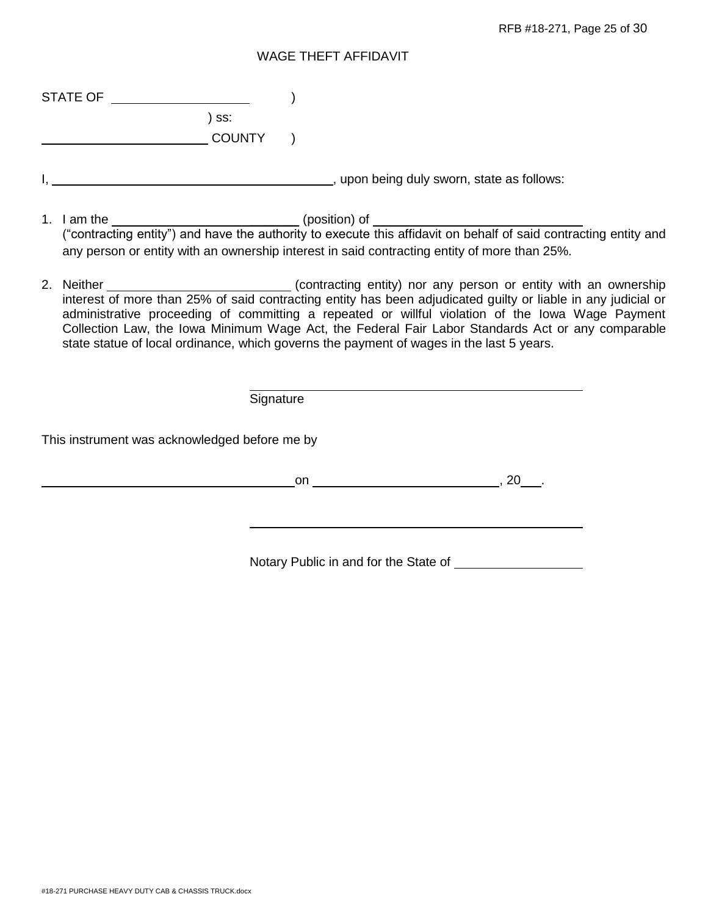# WAGE THEFT AFFIDAVIT

STATE OF ____________________ )

) ss:

________________________ COUNTY )

I, ____________________________________________, upon being duly sworn, state as follows:

1. I am the ____________________________ (position) of ______________________________ ("contracting entity") and have the authority to execute this affidavit on behalf of said contracting entity and any person or entity with an ownership interest in said contracting entity of more than 25%.

2. Neither ___________________________ (contracting entity) nor any person or entity with an ownership interest of more than 25% of said contracting entity has been adjudicated guilty or liable in any judicial or administrative proceeding of committing a repeated or willful violation of the Iowa Wage Payment Collection Law, the Iowa Minimum Wage Act, the Federal Fair Labor Standards Act or any comparable state statue of local ordinance, which governs the payment of wages in the last 5 years.

_______________________________________________

Signature

This instrument was acknowledged before me by

______________________________________ on ____________________________, 20___.

_______________________________________________

Notary Public in and for the State of ____________________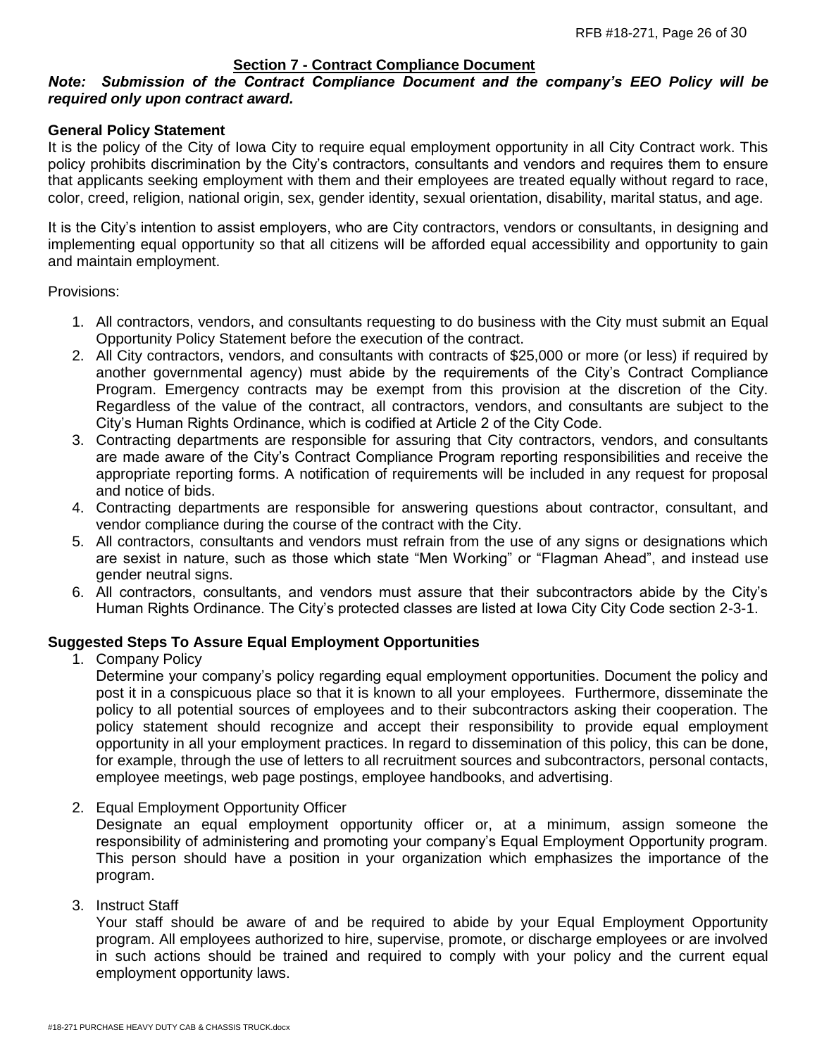## Section 7 - Contract Compliance Document

***Note: Submission of the Contract Compliance Document and the company's EEO Policy will be required only upon contract award.***

**General Policy Statement**

It is the policy of the City of Iowa City to require equal employment opportunity in all City Contract work. This policy prohibits discrimination by the City's contractors, consultants and vendors and requires them to ensure that applicants seeking employment with them and their employees are treated equally without regard to race, color, creed, religion, national origin, sex, gender identity, sexual orientation, disability, marital status, and age.

It is the City's intention to assist employers, who are City contractors, vendors or consultants, in designing and implementing equal opportunity so that all citizens will be afforded equal accessibility and opportunity to gain and maintain employment.

Provisions:

1. All contractors, vendors, and consultants requesting to do business with the City must submit an Equal Opportunity Policy Statement before the execution of the contract.
2. All City contractors, vendors, and consultants with contracts of $25,000 or more (or less) if required by another governmental agency) must abide by the requirements of the City's Contract Compliance Program. Emergency contracts may be exempt from this provision at the discretion of the City. Regardless of the value of the contract, all contractors, vendors, and consultants are subject to the City's Human Rights Ordinance, which is codified at Article 2 of the City Code.
3. Contracting departments are responsible for assuring that City contractors, vendors, and consultants are made aware of the City's Contract Compliance Program reporting responsibilities and receive the appropriate reporting forms. A notification of requirements will be included in any request for proposal and notice of bids.
4. Contracting departments are responsible for answering questions about contractor, consultant, and vendor compliance during the course of the contract with the City.
5. All contractors, consultants and vendors must refrain from the use of any signs or designations which are sexist in nature, such as those which state "Men Working" or "Flagman Ahead", and instead use gender neutral signs.
6. All contractors, consultants, and vendors must assure that their subcontractors abide by the City's Human Rights Ordinance. The City's protected classes are listed at Iowa City City Code section 2-3-1.

**Suggested Steps To Assure Equal Employment Opportunities**

1. Company Policy

   Determine your company's policy regarding equal employment opportunities. Document the policy and post it in a conspicuous place so that it is known to all your employees. Furthermore, disseminate the policy to all potential sources of employees and to their subcontractors asking their cooperation. The policy statement should recognize and accept their responsibility to provide equal employment opportunity in all your employment practices. In regard to dissemination of this policy, this can be done, for example, through the use of letters to all recruitment sources and subcontractors, personal contacts, employee meetings, web page postings, employee handbooks, and advertising.

2. Equal Employment Opportunity Officer

   Designate an equal employment opportunity officer or, at a minimum, assign someone the responsibility of administering and promoting your company's Equal Employment Opportunity program. This person should have a position in your organization which emphasizes the importance of the program.

3. Instruct Staff

   Your staff should be aware of and be required to abide by your Equal Employment Opportunity program. All employees authorized to hire, supervise, promote, or discharge employees or are involved in such actions should be trained and required to comply with your policy and the current equal employment opportunity laws.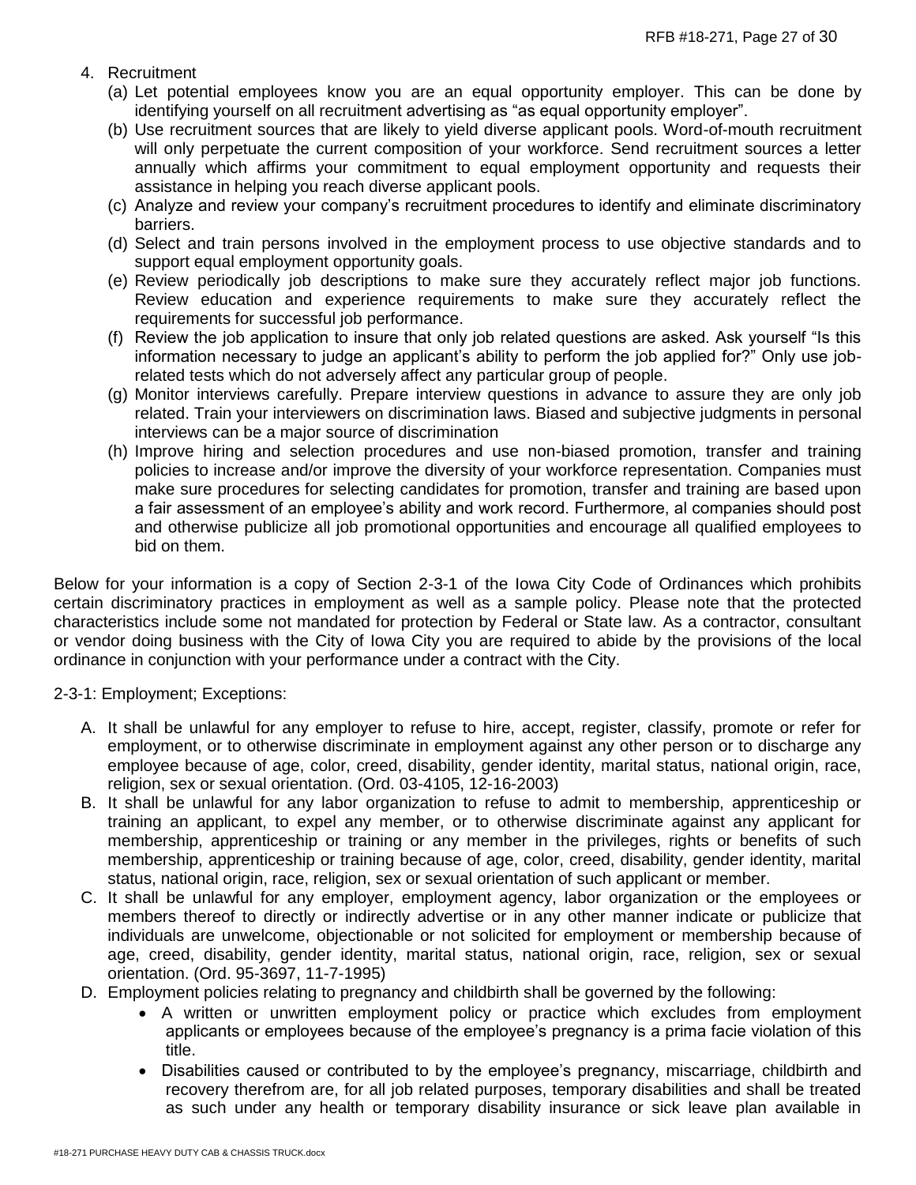4. Recruitment
   (a) Let potential employees know you are an equal opportunity employer. This can be done by identifying yourself on all recruitment advertising as "as equal opportunity employer".
   (b) Use recruitment sources that are likely to yield diverse applicant pools. Word-of-mouth recruitment will only perpetuate the current composition of your workforce. Send recruitment sources a letter annually which affirms your commitment to equal employment opportunity and requests their assistance in helping you reach diverse applicant pools.
   (c) Analyze and review your company's recruitment procedures to identify and eliminate discriminatory barriers.
   (d) Select and train persons involved in the employment process to use objective standards and to support equal employment opportunity goals.
   (e) Review periodically job descriptions to make sure they accurately reflect major job functions. Review education and experience requirements to make sure they accurately reflect the requirements for successful job performance.
   (f) Review the job application to insure that only job related questions are asked. Ask yourself "Is this information necessary to judge an applicant's ability to perform the job applied for?" Only use job-related tests which do not adversely affect any particular group of people.
   (g) Monitor interviews carefully. Prepare interview questions in advance to assure they are only job related. Train your interviewers on discrimination laws. Biased and subjective judgments in personal interviews can be a major source of discrimination
   (h) Improve hiring and selection procedures and use non-biased promotion, transfer and training policies to increase and/or improve the diversity of your workforce representation. Companies must make sure procedures for selecting candidates for promotion, transfer and training are based upon a fair assessment of an employee's ability and work record. Furthermore, al companies should post and otherwise publicize all job promotional opportunities and encourage all qualified employees to bid on them.

Below for your information is a copy of Section 2-3-1 of the Iowa City Code of Ordinances which prohibits certain discriminatory practices in employment as well as a sample policy. Please note that the protected characteristics include some not mandated for protection by Federal or State law. As a contractor, consultant or vendor doing business with the City of Iowa City you are required to abide by the provisions of the local ordinance in conjunction with your performance under a contract with the City.

2-3-1: Employment; Exceptions:

A. It shall be unlawful for any employer to refuse to hire, accept, register, classify, promote or refer for employment, or to otherwise discriminate in employment against any other person or to discharge any employee because of age, color, creed, disability, gender identity, marital status, national origin, race, religion, sex or sexual orientation. (Ord. 03-4105, 12-16-2003)
B. It shall be unlawful for any labor organization to refuse to admit to membership, apprenticeship or training an applicant, to expel any member, or to otherwise discriminate against any applicant for membership, apprenticeship or training or any member in the privileges, rights or benefits of such membership, apprenticeship or training because of age, color, creed, disability, gender identity, marital status, national origin, race, religion, sex or sexual orientation of such applicant or member.
C. It shall be unlawful for any employer, employment agency, labor organization or the employees or members thereof to directly or indirectly advertise or in any other manner indicate or publicize that individuals are unwelcome, objectionable or not solicited for employment or membership because of age, creed, disability, gender identity, marital status, national origin, race, religion, sex or sexual orientation. (Ord. 95-3697, 11-7-1995)
D. Employment policies relating to pregnancy and childbirth shall be governed by the following:
   - A written or unwritten employment policy or practice which excludes from employment applicants or employees because of the employee's pregnancy is a prima facie violation of this title.
   - Disabilities caused or contributed to by the employee's pregnancy, miscarriage, childbirth and recovery therefrom are, for all job related purposes, temporary disabilities and shall be treated as such under any health or temporary disability insurance or sick leave plan available in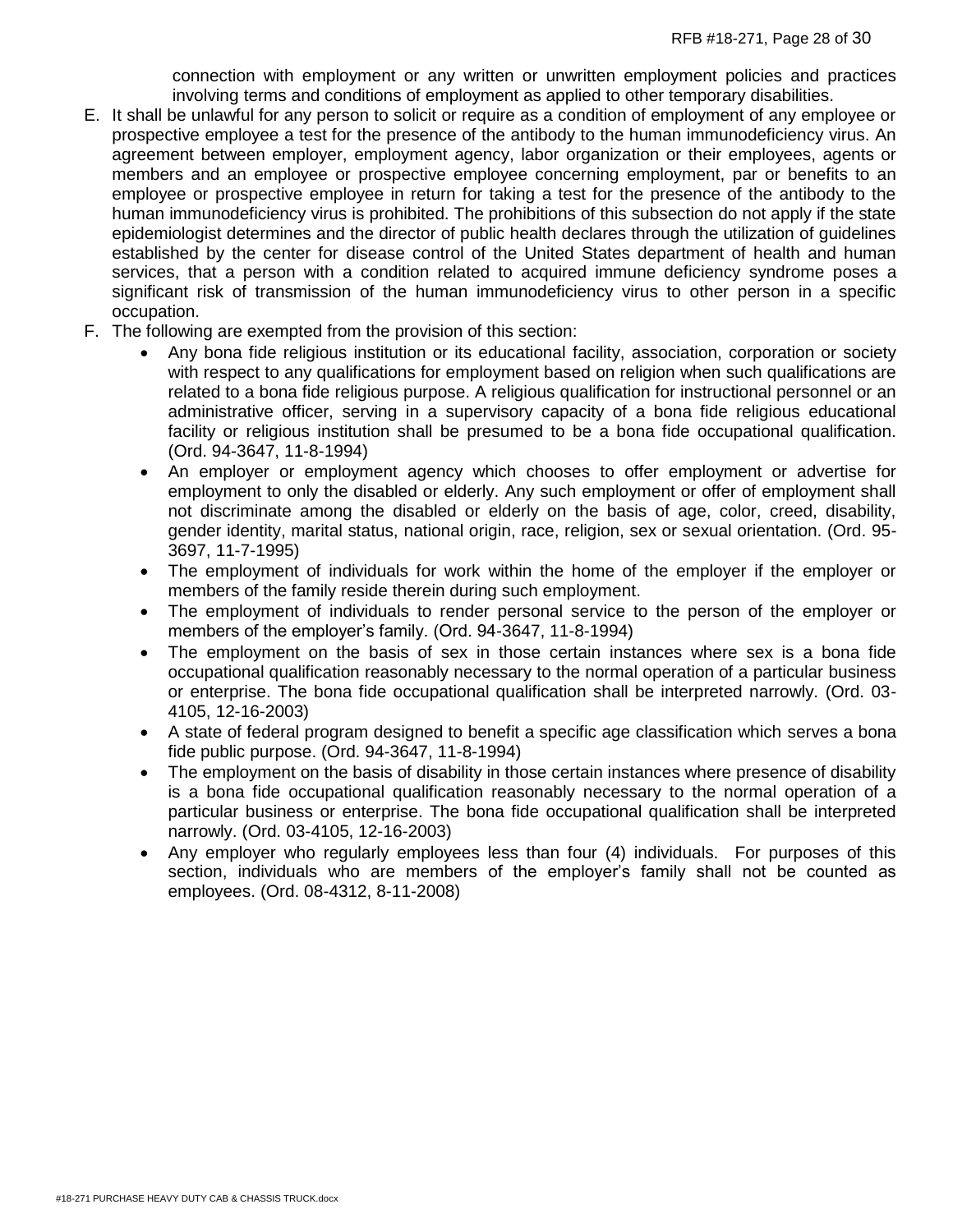connection with employment or any written or unwritten employment policies and practices involving terms and conditions of employment as applied to other temporary disabilities.

E. It shall be unlawful for any person to solicit or require as a condition of employment of any employee or prospective employee a test for the presence of the antibody to the human immunodeficiency virus. An agreement between employer, employment agency, labor organization or their employees, agents or members and an employee or prospective employee concerning employment, par or benefits to an employee or prospective employee in return for taking a test for the presence of the antibody to the human immunodeficiency virus is prohibited. The prohibitions of this subsection do not apply if the state epidemiologist determines and the director of public health declares through the utilization of guidelines established by the center for disease control of the United States department of health and human services, that a person with a condition related to acquired immune deficiency syndrome poses a significant risk of transmission of the human immunodeficiency virus to other person in a specific occupation.

F. The following are exempted from the provision of this section:
   - Any bona fide religious institution or its educational facility, association, corporation or society with respect to any qualifications for employment based on religion when such qualifications are related to a bona fide religious purpose. A religious qualification for instructional personnel or an administrative officer, serving in a supervisory capacity of a bona fide religious educational facility or religious institution shall be presumed to be a bona fide occupational qualification. (Ord. 94-3647, 11-8-1994)
   - An employer or employment agency which chooses to offer employment or advertise for employment to only the disabled or elderly. Any such employment or offer of employment shall not discriminate among the disabled or elderly on the basis of age, color, creed, disability, gender identity, marital status, national origin, race, religion, sex or sexual orientation. (Ord. 95-3697, 11-7-1995)
   - The employment of individuals for work within the home of the employer if the employer or members of the family reside therein during such employment.
   - The employment of individuals to render personal service to the person of the employer or members of the employer's family. (Ord. 94-3647, 11-8-1994)
   - The employment on the basis of sex in those certain instances where sex is a bona fide occupational qualification reasonably necessary to the normal operation of a particular business or enterprise. The bona fide occupational qualification shall be interpreted narrowly. (Ord. 03-4105, 12-16-2003)
   - A state of federal program designed to benefit a specific age classification which serves a bona fide public purpose. (Ord. 94-3647, 11-8-1994)
   - The employment on the basis of disability in those certain instances where presence of disability is a bona fide occupational qualification reasonably necessary to the normal operation of a particular business or enterprise. The bona fide occupational qualification shall be interpreted narrowly. (Ord. 03-4105, 12-16-2003)
   - Any employer who regularly employees less than four (4) individuals. For purposes of this section, individuals who are members of the employer's family shall not be counted as employees. (Ord. 08-4312, 8-11-2008)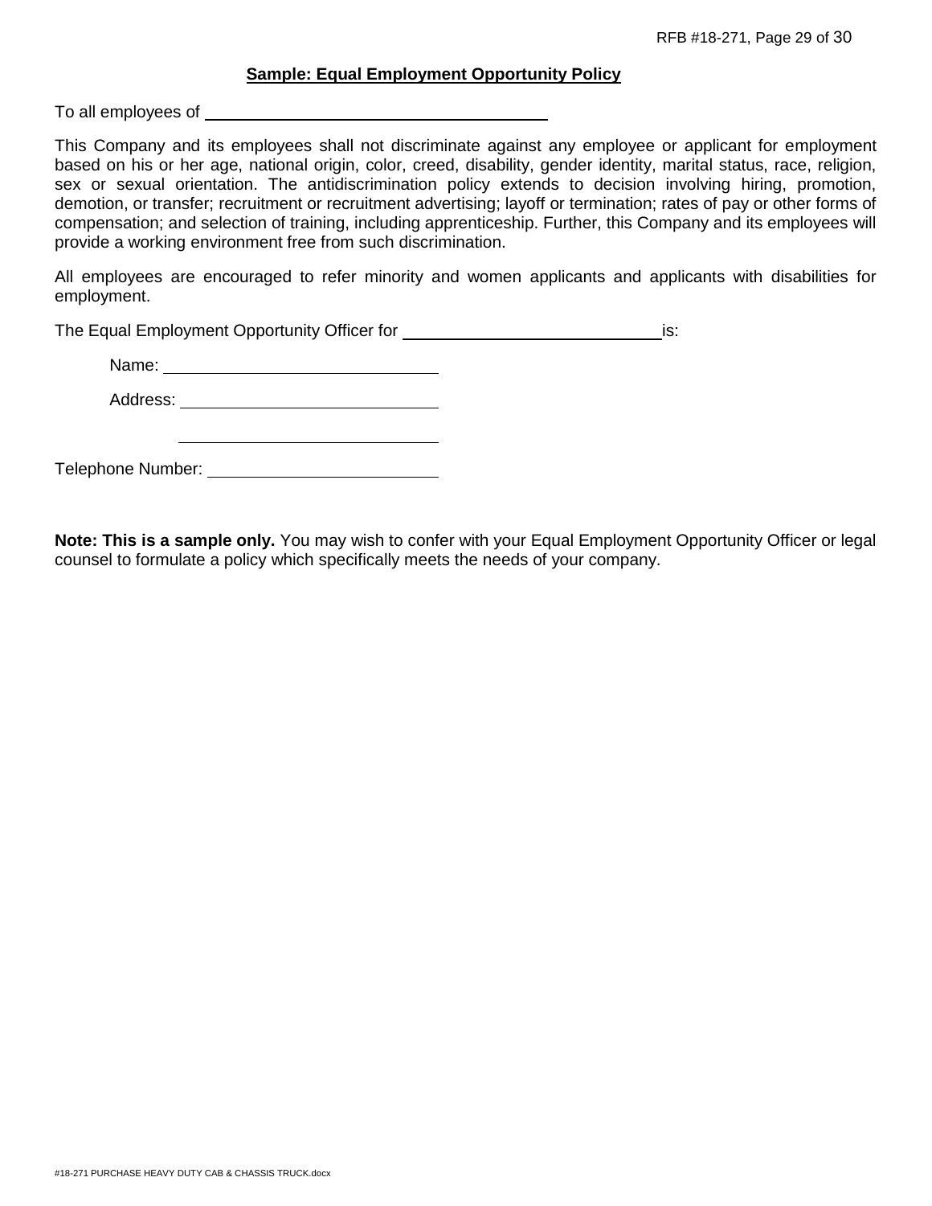## Sample: Equal Employment Opportunity Policy

To all employees of ______________________________________

This Company and its employees shall not discriminate against any employee or applicant for employment based on his or her age, national origin, color, creed, disability, gender identity, marital status, race, religion, sex or sexual orientation. The antidiscrimination policy extends to decision involving hiring, promotion, demotion, or transfer; recruitment or recruitment advertising; layoff or termination; rates of pay or other forms of compensation; and selection of training, including apprenticeship. Further, this Company and its employees will provide a working environment free from such discrimination.

All employees are encouraged to refer minority and women applicants and applicants with disabilities for employment.

The Equal Employment Opportunity Officer for ____________________________ is:

Name: ______________________________

Address: ____________________________

______________________________

Telephone Number: _________________________

**Note: This is a sample only.** You may wish to confer with your Equal Employment Opportunity Officer or legal counsel to formulate a policy which specifically meets the needs of your company.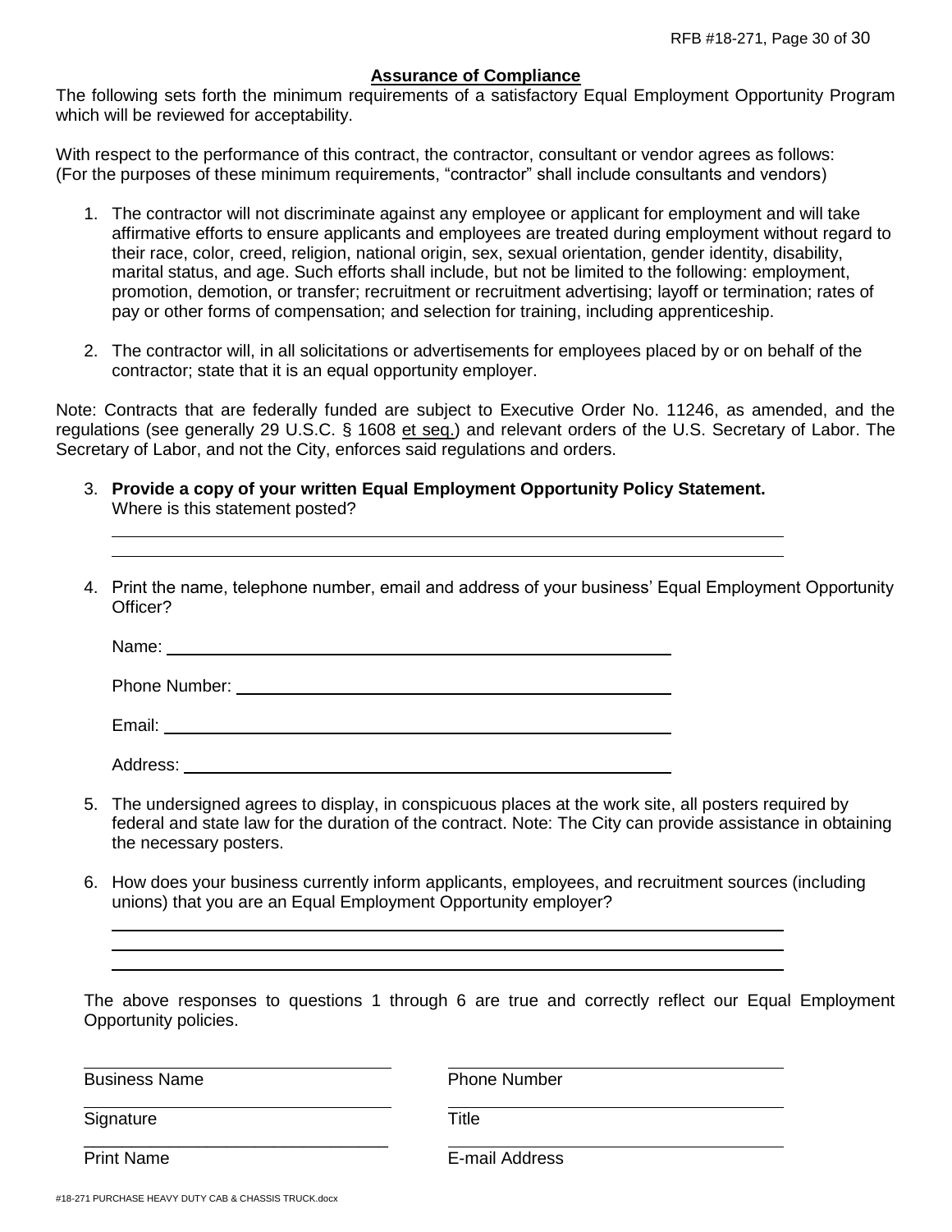## Assurance of Compliance

The following sets forth the minimum requirements of a satisfactory Equal Employment Opportunity Program which will be reviewed for acceptability.

With respect to the performance of this contract, the contractor, consultant or vendor agrees as follows: (For the purposes of these minimum requirements, "contractor" shall include consultants and vendors)

1. The contractor will not discriminate against any employee or applicant for employment and will take affirmative efforts to ensure applicants and employees are treated during employment without regard to their race, color, creed, religion, national origin, sex, sexual orientation, gender identity, disability, marital status, and age. Such efforts shall include, but not be limited to the following: employment, promotion, demotion, or transfer; recruitment or recruitment advertising; layoff or termination; rates of pay or other forms of compensation; and selection for training, including apprenticeship.

2. The contractor will, in all solicitations or advertisements for employees placed by or on behalf of the contractor; state that it is an equal opportunity employer.

Note: Contracts that are federally funded are subject to Executive Order No. 11246, as amended, and the regulations (see generally 29 U.S.C. § 1608 et seq.) and relevant orders of the U.S. Secretary of Labor. The Secretary of Labor, and not the City, enforces said regulations and orders.

3. **Provide a copy of your written Equal Employment Opportunity Policy Statement.**
   Where is this statement posted?

   \_\_\_\_\_\_\_\_\_\_\_\_\_\_\_\_\_\_\_\_\_\_\_\_\_\_\_\_\_\_\_\_\_\_\_\_\_\_\_\_\_\_\_\_\_\_\_\_\_\_\_\_\_\_\_\_\_\_\_\_

   \_\_\_\_\_\_\_\_\_\_\_\_\_\_\_\_\_\_\_\_\_\_\_\_\_\_\_\_\_\_\_\_\_\_\_\_\_\_\_\_\_\_\_\_\_\_\_\_\_\_\_\_\_\_\_\_\_\_\_\_

4. Print the name, telephone number, email and address of your business' Equal Employment Opportunity Officer?

   Name: \_\_\_\_\_\_\_\_\_\_\_\_\_\_\_\_\_\_\_\_\_\_\_\_\_\_\_\_\_\_\_\_\_\_\_\_\_\_\_\_\_\_\_\_

   Phone Number: \_\_\_\_\_\_\_\_\_\_\_\_\_\_\_\_\_\_\_\_\_\_\_\_\_\_\_\_\_\_\_\_\_\_\_\_\_\_\_

   Email: \_\_\_\_\_\_\_\_\_\_\_\_\_\_\_\_\_\_\_\_\_\_\_\_\_\_\_\_\_\_\_\_\_\_\_\_\_\_\_\_\_\_\_\_

   Address: \_\_\_\_\_\_\_\_\_\_\_\_\_\_\_\_\_\_\_\_\_\_\_\_\_\_\_\_\_\_\_\_\_\_\_\_\_\_\_\_\_\_

5. The undersigned agrees to display, in conspicuous places at the work site, all posters required by federal and state law for the duration of the contract. Note: The City can provide assistance in obtaining the necessary posters.

6. How does your business currently inform applicants, employees, and recruitment sources (including unions) that you are an Equal Employment Opportunity employer?

   \_\_\_\_\_\_\_\_\_\_\_\_\_\_\_\_\_\_\_\_\_\_\_\_\_\_\_\_\_\_\_\_\_\_\_\_\_\_\_\_\_\_\_\_\_\_\_\_\_\_\_\_\_\_\_\_\_\_\_\_

   \_\_\_\_\_\_\_\_\_\_\_\_\_\_\_\_\_\_\_\_\_\_\_\_\_\_\_\_\_\_\_\_\_\_\_\_\_\_\_\_\_\_\_\_\_\_\_\_\_\_\_\_\_\_\_\_\_\_\_\_

   \_\_\_\_\_\_\_\_\_\_\_\_\_\_\_\_\_\_\_\_\_\_\_\_\_\_\_\_\_\_\_\_\_\_\_\_\_\_\_\_\_\_\_\_\_\_\_\_\_\_\_\_\_\_\_\_\_\_\_\_

The above responses to questions 1 through 6 are true and correctly reflect our Equal Employment Opportunity policies.

| | |
|---|---|
| \_\_\_\_\_\_\_\_\_\_\_\_\_\_\_\_\_\_\_\_\_\_\_\_\_ Business Name | \_\_\_\_\_\_\_\_\_\_\_\_\_\_\_\_\_\_\_\_\_\_\_\_\_ Phone Number |
| \_\_\_\_\_\_\_\_\_\_\_\_\_\_\_\_\_\_\_\_\_\_\_\_\_ Signature | \_\_\_\_\_\_\_\_\_\_\_\_\_\_\_\_\_\_\_\_\_\_\_\_\_ Title |
| \_\_\_\_\_\_\_\_\_\_\_\_\_\_\_\_\_\_\_\_\_\_\_\_\_ Print Name | \_\_\_\_\_\_\_\_\_\_\_\_\_\_\_\_\_\_\_\_\_\_\_\_\_ E-mail Address |